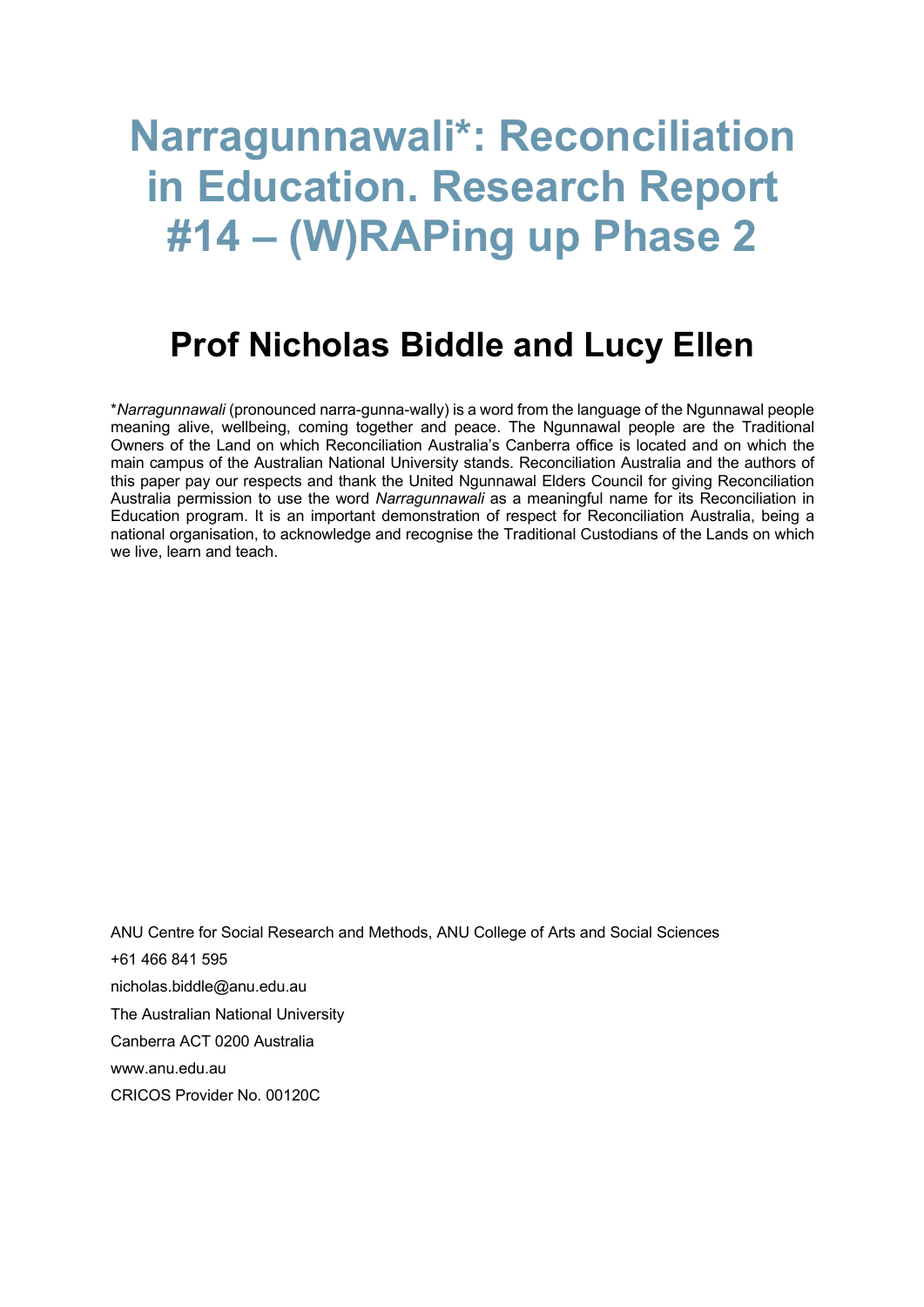# Narragunnawali*: Reconciliation in Education. Research Report #14 – (W)RAPing up Phase 2

## Prof Nicholas Biddle and Lucy Ellen

\**Narragunnawali* (pronounced narra-gunna-wally) is a word from the language of the Ngunnawal people meaning alive, wellbeing, coming together and peace. The Ngunnawal people are the Traditional Owners of the Land on which Reconciliation Australia's Canberra office is located and on which the main campus of the Australian National University stands. Reconciliation Australia and the authors of this paper pay our respects and thank the United Ngunnawal Elders Council for giving Reconciliation Australia permission to use the word *Narragunnawali* as a meaningful name for its Reconciliation in Education program. It is an important demonstration of respect for Reconciliation Australia, being a national organisation, to acknowledge and recognise the Traditional Custodians of the Lands on which we live, learn and teach.

ANU Centre for Social Research and Methods, ANU College of Arts and Social Sciences

+61 466 841 595

nicholas.biddle@anu.edu.au

The Australian National University

Canberra ACT 0200 Australia

www.anu.edu.au

CRICOS Provider No. 00120C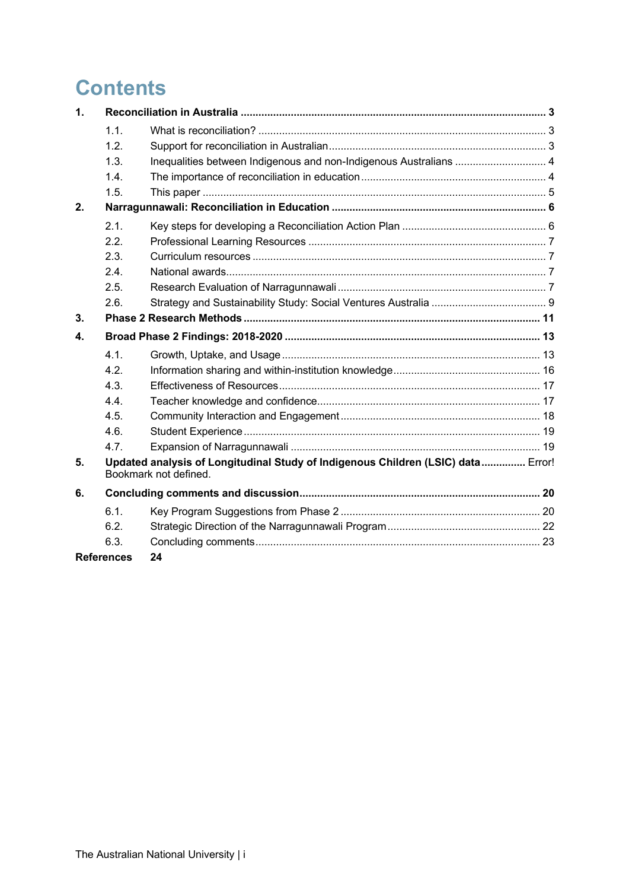# Contents

**1. Reconciliation in Australia** ...... **3**

- 1.1. What is reconciliation? ...... 3
- 1.2. Support for reconciliation in Australian ...... 3
- 1.3. Inequalities between Indigenous and non-Indigenous Australians ...... 4
- 1.4. The importance of reconciliation in education ...... 4
- 1.5. This paper ...... 5

**2. Narragunnawali: Reconciliation in Education** ...... **6**

- 2.1. Key steps for developing a Reconciliation Action Plan ...... 6
- 2.2. Professional Learning Resources ...... 7
- 2.3. Curriculum resources ...... 7
- 2.4. National awards ...... 7
- 2.5. Research Evaluation of Narragunnawali ...... 7
- 2.6. Strategy and Sustainability Study: Social Ventures Australia ...... 9

**3. Phase 2 Research Methods** ...... **11**

**4. Broad Phase 2 Findings: 2018-2020** ...... **13**

- 4.1. Growth, Uptake, and Usage ...... 13
- 4.2. Information sharing and within-institution knowledge ...... 16
- 4.3. Effectiveness of Resources ...... 17
- 4.4. Teacher knowledge and confidence ...... 17
- 4.5. Community Interaction and Engagement ...... 18
- 4.6. Student Experience ...... 19
- 4.7. Expansion of Narragunnawali ...... 19

**5. Updated analysis of Longitudinal Study of Indigenous Children (LSIC) data** ...... Error! Bookmark not defined.

**6. Concluding comments and discussion** ...... **20**

- 6.1. Key Program Suggestions from Phase 2 ...... 20
- 6.2. Strategic Direction of the Narragunnawali Program ...... 22
- 6.3. Concluding comments ...... 23

**References** **24**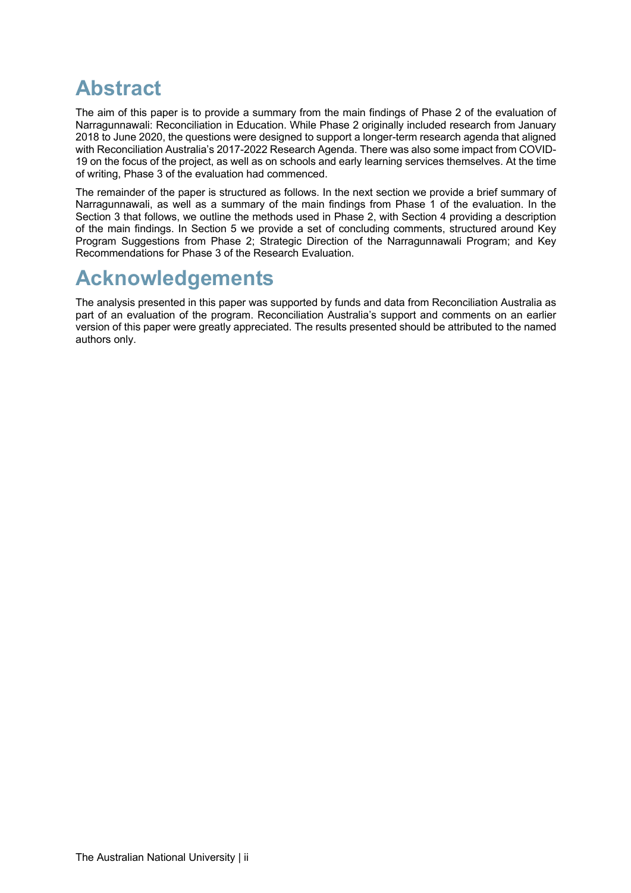# Abstract

The aim of this paper is to provide a summary from the main findings of Phase 2 of the evaluation of Narragunnawali: Reconciliation in Education. While Phase 2 originally included research from January 2018 to June 2020, the questions were designed to support a longer-term research agenda that aligned with Reconciliation Australia's 2017-2022 Research Agenda. There was also some impact from COVID-19 on the focus of the project, as well as on schools and early learning services themselves. At the time of writing, Phase 3 of the evaluation had commenced.

The remainder of the paper is structured as follows. In the next section we provide a brief summary of Narragunnawali, as well as a summary of the main findings from Phase 1 of the evaluation. In the Section 3 that follows, we outline the methods used in Phase 2, with Section 4 providing a description of the main findings. In Section 5 we provide a set of concluding comments, structured around Key Program Suggestions from Phase 2; Strategic Direction of the Narragunnawali Program; and Key Recommendations for Phase 3 of the Research Evaluation.

# Acknowledgements

The analysis presented in this paper was supported by funds and data from Reconciliation Australia as part of an evaluation of the program. Reconciliation Australia's support and comments on an earlier version of this paper were greatly appreciated. The results presented should be attributed to the named authors only.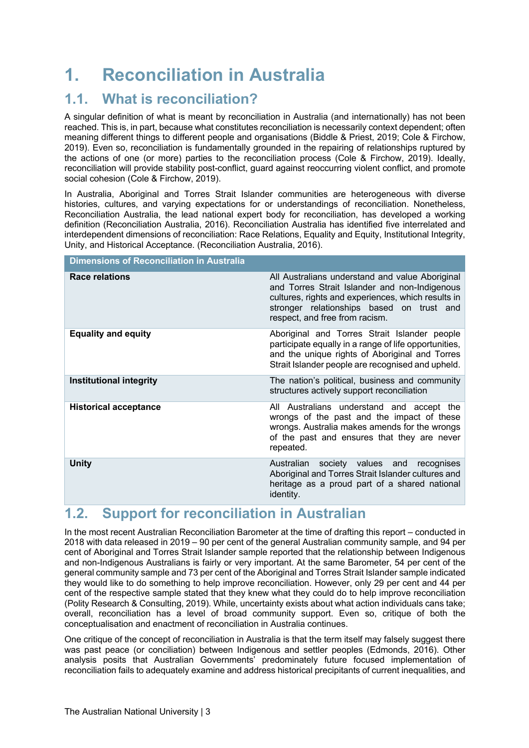# 1. Reconciliation in Australia

## 1.1. What is reconciliation?

A singular definition of what is meant by reconciliation in Australia (and internationally) has not been reached. This is, in part, because what constitutes reconciliation is necessarily context dependent; often meaning different things to different people and organisations (Biddle & Priest, 2019; Cole & Firchow, 2019). Even so, reconciliation is fundamentally grounded in the repairing of relationships ruptured by the actions of one (or more) parties to the reconciliation process (Cole & Firchow, 2019). Ideally, reconciliation will provide stability post-conflict, guard against reoccurring violent conflict, and promote social cohesion (Cole & Firchow, 2019).

In Australia, Aboriginal and Torres Strait Islander communities are heterogeneous with diverse histories, cultures, and varying expectations for or understandings of reconciliation. Nonetheless, Reconciliation Australia, the lead national expert body for reconciliation, has developed a working definition (Reconciliation Australia, 2016). Reconciliation Australia has identified five interrelated and interdependent dimensions of reconciliation: Race Relations, Equality and Equity, Institutional Integrity, Unity, and Historical Acceptance. (Reconciliation Australia, 2016).

| Dimensions of Reconciliation in Australia | |
|---|---|
| **Race relations** | All Australians understand and value Aboriginal and Torres Strait Islander and non-Indigenous cultures, rights and experiences, which results in stronger relationships based on trust and respect, and free from racism. |
| **Equality and equity** | Aboriginal and Torres Strait Islander people participate equally in a range of life opportunities, and the unique rights of Aboriginal and Torres Strait Islander people are recognised and upheld. |
| **Institutional integrity** | The nation's political, business and community structures actively support reconciliation |
| **Historical acceptance** | All Australians understand and accept the wrongs of the past and the impact of these wrongs. Australia makes amends for the wrongs of the past and ensures that they are never repeated. |
| **Unity** | Australian society values and recognises Aboriginal and Torres Strait Islander cultures and heritage as a proud part of a shared national identity. |

## 1.2. Support for reconciliation in Australian

In the most recent Australian Reconciliation Barometer at the time of drafting this report – conducted in 2018 with data released in 2019 – 90 per cent of the general Australian community sample, and 94 per cent of Aboriginal and Torres Strait Islander sample reported that the relationship between Indigenous and non-Indigenous Australians is fairly or very important. At the same Barometer, 54 per cent of the general community sample and 73 per cent of the Aboriginal and Torres Strait Islander sample indicated they would like to do something to help improve reconciliation. However, only 29 per cent and 44 per cent of the respective sample stated that they knew what they could do to help improve reconciliation (Polity Research & Consulting, 2019). While, uncertainty exists about what action individuals cans take; overall, reconciliation has a level of broad community support. Even so, critique of both the conceptualisation and enactment of reconciliation in Australia continues.

One critique of the concept of reconciliation in Australia is that the term itself may falsely suggest there was past peace (or conciliation) between Indigenous and settler peoples (Edmonds, 2016). Other analysis posits that Australian Governments' predominately future focused implementation of reconciliation fails to adequately examine and address historical precipitants of current inequalities, and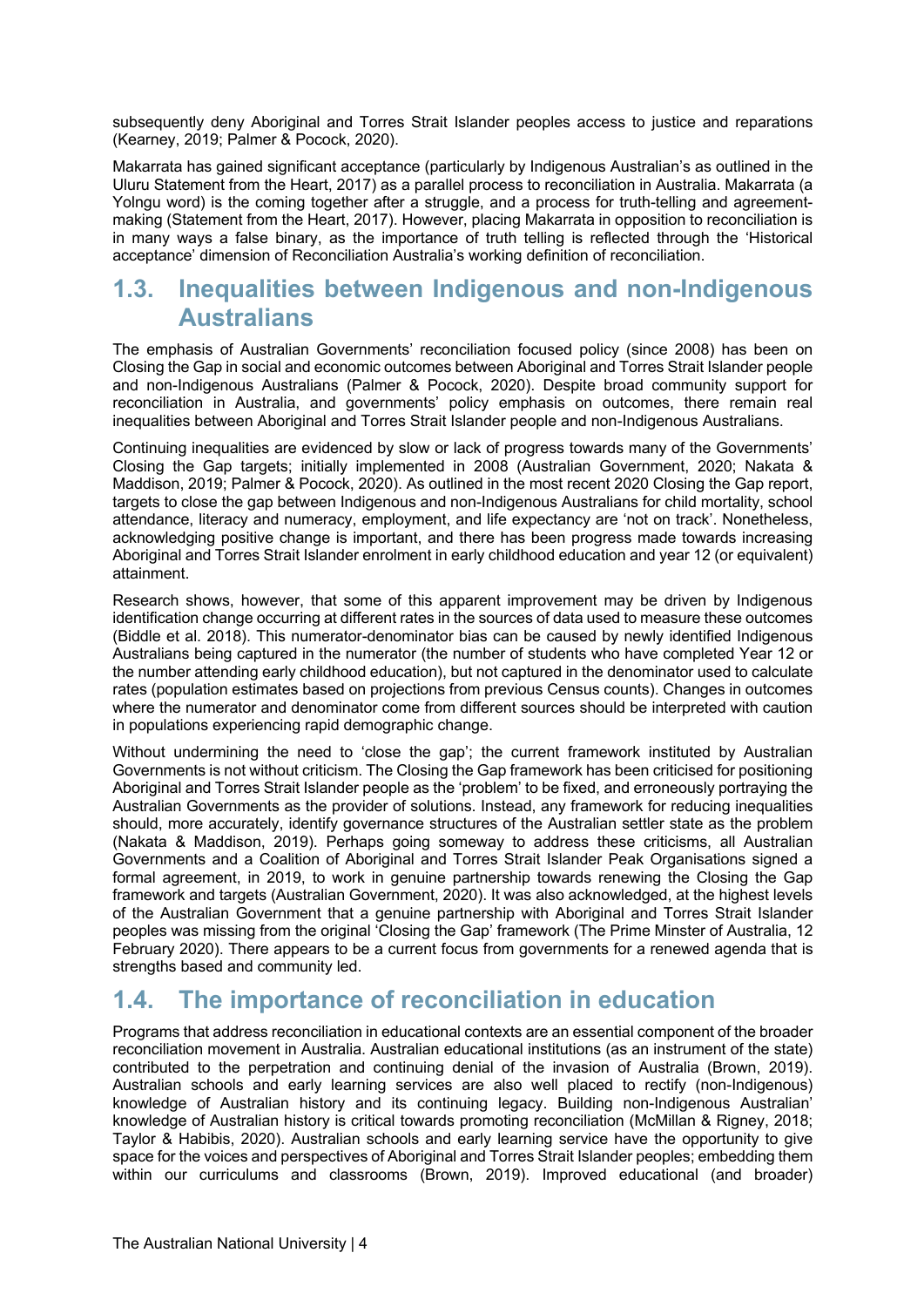subsequently deny Aboriginal and Torres Strait Islander peoples access to justice and reparations (Kearney, 2019; Palmer & Pocock, 2020).

Makarrata has gained significant acceptance (particularly by Indigenous Australian's as outlined in the Uluru Statement from the Heart, 2017) as a parallel process to reconciliation in Australia. Makarrata (a Yolngu word) is the coming together after a struggle, and a process for truth-telling and agreement-making (Statement from the Heart, 2017). However, placing Makarrata in opposition to reconciliation is in many ways a false binary, as the importance of truth telling is reflected through the 'Historical acceptance' dimension of Reconciliation Australia's working definition of reconciliation.

## 1.3. Inequalities between Indigenous and non-Indigenous Australians

The emphasis of Australian Governments' reconciliation focused policy (since 2008) has been on Closing the Gap in social and economic outcomes between Aboriginal and Torres Strait Islander people and non-Indigenous Australians (Palmer & Pocock, 2020). Despite broad community support for reconciliation in Australia, and governments' policy emphasis on outcomes, there remain real inequalities between Aboriginal and Torres Strait Islander people and non-Indigenous Australians.

Continuing inequalities are evidenced by slow or lack of progress towards many of the Governments' Closing the Gap targets; initially implemented in 2008 (Australian Government, 2020; Nakata & Maddison, 2019; Palmer & Pocock, 2020). As outlined in the most recent 2020 Closing the Gap report, targets to close the gap between Indigenous and non-Indigenous Australians for child mortality, school attendance, literacy and numeracy, employment, and life expectancy are 'not on track'. Nonetheless, acknowledging positive change is important, and there has been progress made towards increasing Aboriginal and Torres Strait Islander enrolment in early childhood education and year 12 (or equivalent) attainment.

Research shows, however, that some of this apparent improvement may be driven by Indigenous identification change occurring at different rates in the sources of data used to measure these outcomes (Biddle et al. 2018). This numerator-denominator bias can be caused by newly identified Indigenous Australians being captured in the numerator (the number of students who have completed Year 12 or the number attending early childhood education), but not captured in the denominator used to calculate rates (population estimates based on projections from previous Census counts). Changes in outcomes where the numerator and denominator come from different sources should be interpreted with caution in populations experiencing rapid demographic change.

Without undermining the need to 'close the gap'; the current framework instituted by Australian Governments is not without criticism. The Closing the Gap framework has been criticised for positioning Aboriginal and Torres Strait Islander people as the 'problem' to be fixed, and erroneously portraying the Australian Governments as the provider of solutions. Instead, any framework for reducing inequalities should, more accurately, identify governance structures of the Australian settler state as the problem (Nakata & Maddison, 2019). Perhaps going someway to address these criticisms, all Australian Governments and a Coalition of Aboriginal and Torres Strait Islander Peak Organisations signed a formal agreement, in 2019, to work in genuine partnership towards renewing the Closing the Gap framework and targets (Australian Government, 2020). It was also acknowledged, at the highest levels of the Australian Government that a genuine partnership with Aboriginal and Torres Strait Islander peoples was missing from the original 'Closing the Gap' framework (The Prime Minster of Australia, 12 February 2020). There appears to be a current focus from governments for a renewed agenda that is strengths based and community led.

## 1.4. The importance of reconciliation in education

Programs that address reconciliation in educational contexts are an essential component of the broader reconciliation movement in Australia. Australian educational institutions (as an instrument of the state) contributed to the perpetration and continuing denial of the invasion of Australia (Brown, 2019). Australian schools and early learning services are also well placed to rectify (non-Indigenous) knowledge of Australian history and its continuing legacy. Building non-Indigenous Australian' knowledge of Australian history is critical towards promoting reconciliation (McMillan & Rigney, 2018; Taylor & Habibis, 2020). Australian schools and early learning service have the opportunity to give space for the voices and perspectives of Aboriginal and Torres Strait Islander peoples; embedding them within our curriculums and classrooms (Brown, 2019). Improved educational (and broader)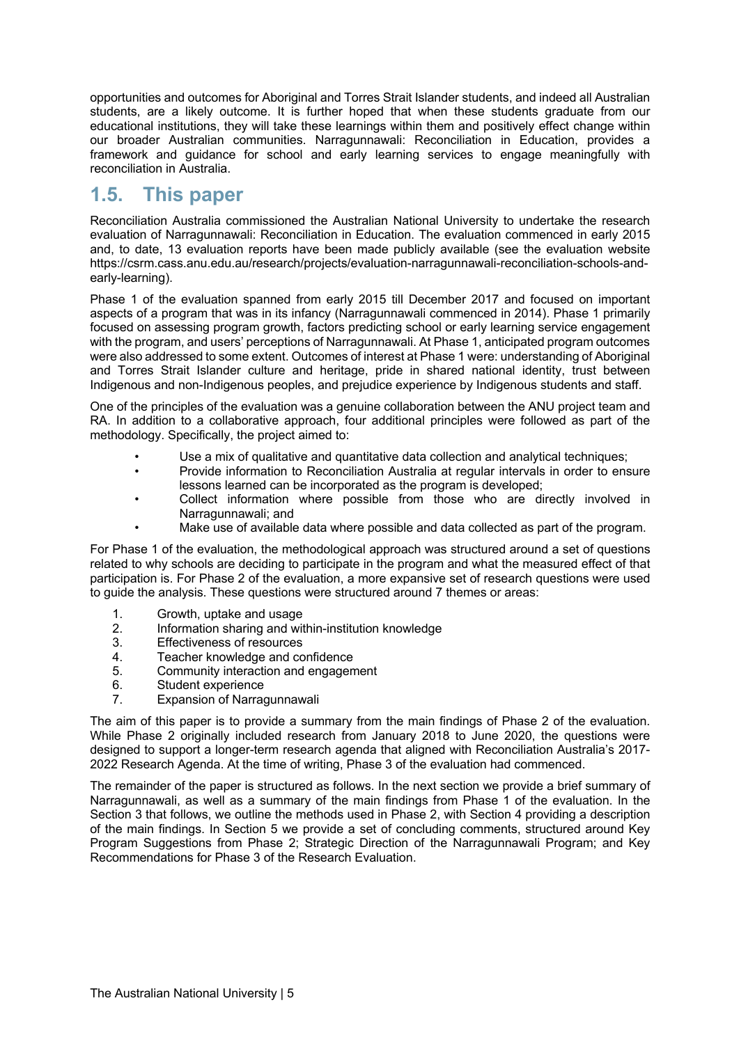opportunities and outcomes for Aboriginal and Torres Strait Islander students, and indeed all Australian students, are a likely outcome. It is further hoped that when these students graduate from our educational institutions, they will take these learnings within them and positively effect change within our broader Australian communities. Narragunnawali: Reconciliation in Education, provides a framework and guidance for school and early learning services to engage meaningfully with reconciliation in Australia.

## 1.5. This paper

Reconciliation Australia commissioned the Australian National University to undertake the research evaluation of Narragunnawali: Reconciliation in Education. The evaluation commenced in early 2015 and, to date, 13 evaluation reports have been made publicly available (see the evaluation website https://csrm.cass.anu.edu.au/research/projects/evaluation-narragunnawali-reconciliation-schools-and-early-learning).

Phase 1 of the evaluation spanned from early 2015 till December 2017 and focused on important aspects of a program that was in its infancy (Narragunnawali commenced in 2014). Phase 1 primarily focused on assessing program growth, factors predicting school or early learning service engagement with the program, and users' perceptions of Narragunnawali. At Phase 1, anticipated program outcomes were also addressed to some extent. Outcomes of interest at Phase 1 were: understanding of Aboriginal and Torres Strait Islander culture and heritage, pride in shared national identity, trust between Indigenous and non-Indigenous peoples, and prejudice experience by Indigenous students and staff.

One of the principles of the evaluation was a genuine collaboration between the ANU project team and RA. In addition to a collaborative approach, four additional principles were followed as part of the methodology. Specifically, the project aimed to:

- Use a mix of qualitative and quantitative data collection and analytical techniques;
- Provide information to Reconciliation Australia at regular intervals in order to ensure lessons learned can be incorporated as the program is developed;
- Collect information where possible from those who are directly involved in Narragunnawali; and
- Make use of available data where possible and data collected as part of the program.

For Phase 1 of the evaluation, the methodological approach was structured around a set of questions related to why schools are deciding to participate in the program and what the measured effect of that participation is. For Phase 2 of the evaluation, a more expansive set of research questions were used to guide the analysis. These questions were structured around 7 themes or areas:

1. Growth, uptake and usage
2. Information sharing and within-institution knowledge
3. Effectiveness of resources
4. Teacher knowledge and confidence
5. Community interaction and engagement
6. Student experience
7. Expansion of Narragunnawali

The aim of this paper is to provide a summary from the main findings of Phase 2 of the evaluation. While Phase 2 originally included research from January 2018 to June 2020, the questions were designed to support a longer-term research agenda that aligned with Reconciliation Australia's 2017-2022 Research Agenda. At the time of writing, Phase 3 of the evaluation had commenced.

The remainder of the paper is structured as follows. In the next section we provide a brief summary of Narragunnawali, as well as a summary of the main findings from Phase 1 of the evaluation. In the Section 3 that follows, we outline the methods used in Phase 2, with Section 4 providing a description of the main findings. In Section 5 we provide a set of concluding comments, structured around Key Program Suggestions from Phase 2; Strategic Direction of the Narragunnawali Program; and Key Recommendations for Phase 3 of the Research Evaluation.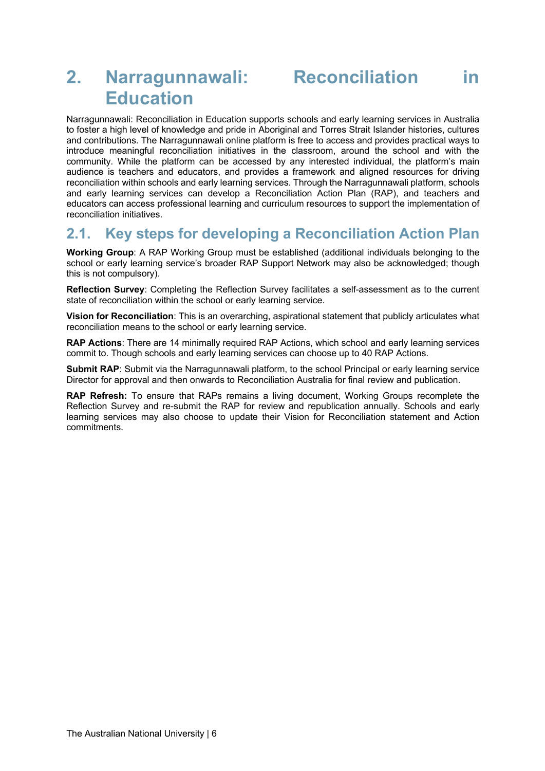# 2. Narragunnawali: Reconciliation in Education

Narragunnawali: Reconciliation in Education supports schools and early learning services in Australia to foster a high level of knowledge and pride in Aboriginal and Torres Strait Islander histories, cultures and contributions. The Narragunnawali online platform is free to access and provides practical ways to introduce meaningful reconciliation initiatives in the classroom, around the school and with the community. While the platform can be accessed by any interested individual, the platform's main audience is teachers and educators, and provides a framework and aligned resources for driving reconciliation within schools and early learning services. Through the Narragunnawali platform, schools and early learning services can develop a Reconciliation Action Plan (RAP), and teachers and educators can access professional learning and curriculum resources to support the implementation of reconciliation initiatives.

## 2.1. Key steps for developing a Reconciliation Action Plan

**Working Group**: A RAP Working Group must be established (additional individuals belonging to the school or early learning service's broader RAP Support Network may also be acknowledged; though this is not compulsory).

**Reflection Survey**: Completing the Reflection Survey facilitates a self-assessment as to the current state of reconciliation within the school or early learning service.

**Vision for Reconciliation**: This is an overarching, aspirational statement that publicly articulates what reconciliation means to the school or early learning service.

**RAP Actions**: There are 14 minimally required RAP Actions, which school and early learning services commit to. Though schools and early learning services can choose up to 40 RAP Actions.

**Submit RAP**: Submit via the Narragunnawali platform, to the school Principal or early learning service Director for approval and then onwards to Reconciliation Australia for final review and publication.

**RAP Refresh:** To ensure that RAPs remains a living document, Working Groups recomplete the Reflection Survey and re-submit the RAP for review and republication annually. Schools and early learning services may also choose to update their Vision for Reconciliation statement and Action commitments.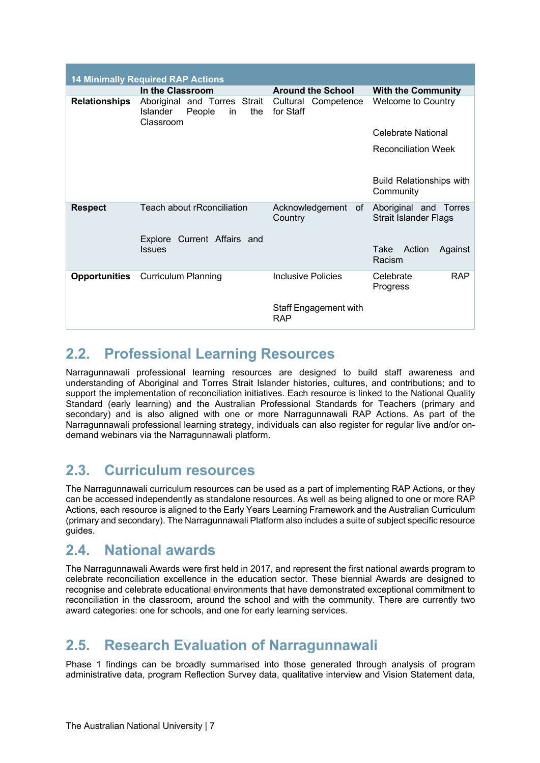| 14 Minimally Required RAP Actions | In the Classroom | Around the School | With the Community |
|---|---|---|---|
| **Relationships** | Aboriginal and Torres Strait Islander People in the Classroom | Cultural Competence for Staff | Welcome to Country<br><br>Celebrate National Reconciliation Week<br><br>Build Relationships with Community |
| **Respect** | Teach about rRconciliation<br><br>Explore Current Affairs and Issues | Acknowledgement of Country | Aboriginal and Torres Strait Islander Flags<br><br>Take Action Against Racism |
| **Opportunities** | Curriculum Planning | Inclusive Policies<br><br>Staff Engagement with RAP | Celebrate RAP Progress |

## 2.2. Professional Learning Resources

Narragunnawali professional learning resources are designed to build staff awareness and understanding of Aboriginal and Torres Strait Islander histories, cultures, and contributions; and to support the implementation of reconciliation initiatives. Each resource is linked to the National Quality Standard (early learning) and the Australian Professional Standards for Teachers (primary and secondary) and is also aligned with one or more Narragunnawali RAP Actions. As part of the Narragunnawali professional learning strategy, individuals can also register for regular live and/or on-demand webinars via the Narragunnawali platform.

## 2.3. Curriculum resources

The Narragunnawali curriculum resources can be used as a part of implementing RAP Actions, or they can be accessed independently as standalone resources. As well as being aligned to one or more RAP Actions, each resource is aligned to the Early Years Learning Framework and the Australian Curriculum (primary and secondary). The Narragunnawali Platform also includes a suite of subject specific resource guides.

## 2.4. National awards

The Narragunnawali Awards were first held in 2017, and represent the first national awards program to celebrate reconciliation excellence in the education sector. These biennial Awards are designed to recognise and celebrate educational environments that have demonstrated exceptional commitment to reconciliation in the classroom, around the school and with the community. There are currently two award categories: one for schools, and one for early learning services.

## 2.5. Research Evaluation of Narragunnawali

Phase 1 findings can be broadly summarised into those generated through analysis of program administrative data, program Reflection Survey data, qualitative interview and Vision Statement data,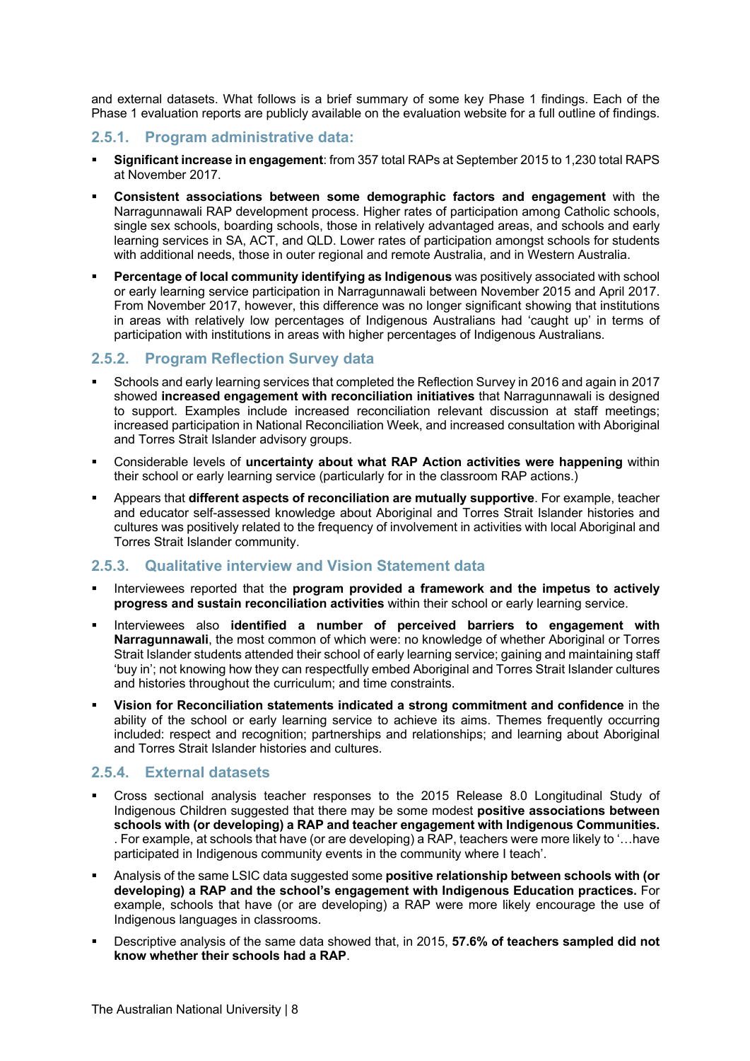and external datasets. What follows is a brief summary of some key Phase 1 findings. Each of the Phase 1 evaluation reports are publicly available on the evaluation website for a full outline of findings.

### 2.5.1. Program administrative data:

- **Significant increase in engagement**: from 357 total RAPs at September 2015 to 1,230 total RAPS at November 2017.
- **Consistent associations between some demographic factors and engagement** with the Narragunnawali RAP development process. Higher rates of participation among Catholic schools, single sex schools, boarding schools, those in relatively advantaged areas, and schools and early learning services in SA, ACT, and QLD. Lower rates of participation amongst schools for students with additional needs, those in outer regional and remote Australia, and in Western Australia.
- **Percentage of local community identifying as Indigenous** was positively associated with school or early learning service participation in Narragunnawali between November 2015 and April 2017. From November 2017, however, this difference was no longer significant showing that institutions in areas with relatively low percentages of Indigenous Australians had 'caught up' in terms of participation with institutions in areas with higher percentages of Indigenous Australians.

### 2.5.2. Program Reflection Survey data

- Schools and early learning services that completed the Reflection Survey in 2016 and again in 2017 showed **increased engagement with reconciliation initiatives** that Narragunnawali is designed to support. Examples include increased reconciliation relevant discussion at staff meetings; increased participation in National Reconciliation Week, and increased consultation with Aboriginal and Torres Strait Islander advisory groups.
- Considerable levels of **uncertainty about what RAP Action activities were happening** within their school or early learning service (particularly for in the classroom RAP actions.)
- Appears that **different aspects of reconciliation are mutually supportive**. For example, teacher and educator self-assessed knowledge about Aboriginal and Torres Strait Islander histories and cultures was positively related to the frequency of involvement in activities with local Aboriginal and Torres Strait Islander community.

### 2.5.3. Qualitative interview and Vision Statement data

- Interviewees reported that the **program provided a framework and the impetus to actively progress and sustain reconciliation activities** within their school or early learning service.
- Interviewees also **identified a number of perceived barriers to engagement with Narragunnawali**, the most common of which were: no knowledge of whether Aboriginal or Torres Strait Islander students attended their school of early learning service; gaining and maintaining staff 'buy in'; not knowing how they can respectfully embed Aboriginal and Torres Strait Islander cultures and histories throughout the curriculum; and time constraints.
- **Vision for Reconciliation statements indicated a strong commitment and confidence** in the ability of the school or early learning service to achieve its aims. Themes frequently occurring included: respect and recognition; partnerships and relationships; and learning about Aboriginal and Torres Strait Islander histories and cultures.

### 2.5.4. External datasets

- Cross sectional analysis teacher responses to the 2015 Release 8.0 Longitudinal Study of Indigenous Children suggested that there may be some modest **positive associations between schools with (or developing) a RAP and teacher engagement with Indigenous Communities.** . For example, at schools that have (or are developing) a RAP, teachers were more likely to '…have participated in Indigenous community events in the community where I teach'.
- Analysis of the same LSIC data suggested some **positive relationship between schools with (or developing) a RAP and the school's engagement with Indigenous Education practices.** For example, schools that have (or are developing) a RAP were more likely encourage the use of Indigenous languages in classrooms.
- Descriptive analysis of the same data showed that, in 2015, **57.6% of teachers sampled did not know whether their schools had a RAP**.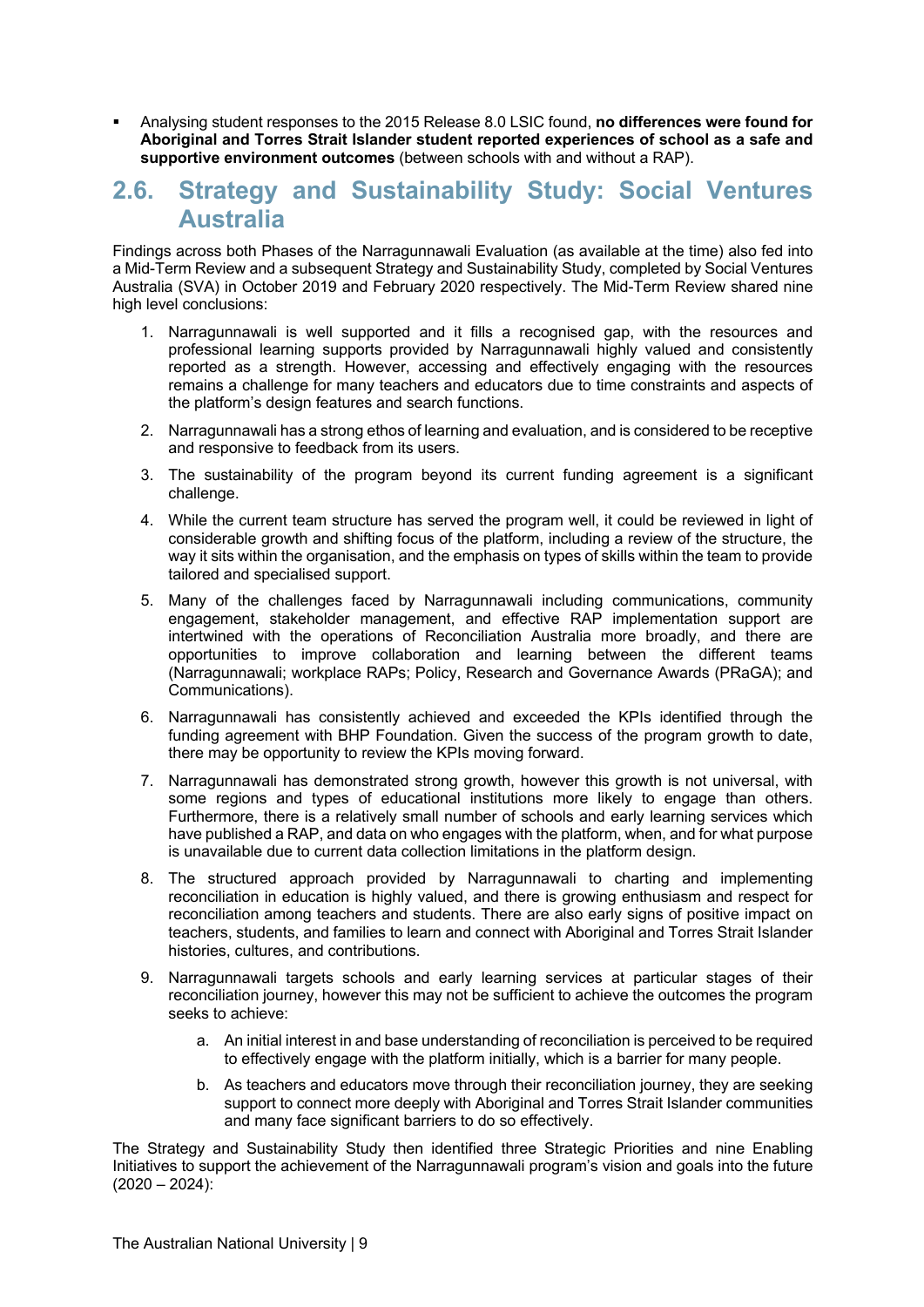- Analysing student responses to the 2015 Release 8.0 LSIC found, **no differences were found for Aboriginal and Torres Strait Islander student reported experiences of school as a safe and supportive environment outcomes** (between schools with and without a RAP).

## 2.6. Strategy and Sustainability Study: Social Ventures Australia

Findings across both Phases of the Narragunnawali Evaluation (as available at the time) also fed into a Mid-Term Review and a subsequent Strategy and Sustainability Study, completed by Social Ventures Australia (SVA) in October 2019 and February 2020 respectively. The Mid-Term Review shared nine high level conclusions:

1. Narragunnawali is well supported and it fills a recognised gap, with the resources and professional learning supports provided by Narragunnawali highly valued and consistently reported as a strength. However, accessing and effectively engaging with the resources remains a challenge for many teachers and educators due to time constraints and aspects of the platform's design features and search functions.
2. Narragunnawali has a strong ethos of learning and evaluation, and is considered to be receptive and responsive to feedback from its users.
3. The sustainability of the program beyond its current funding agreement is a significant challenge.
4. While the current team structure has served the program well, it could be reviewed in light of considerable growth and shifting focus of the platform, including a review of the structure, the way it sits within the organisation, and the emphasis on types of skills within the team to provide tailored and specialised support.
5. Many of the challenges faced by Narragunnawali including communications, community engagement, stakeholder management, and effective RAP implementation support are intertwined with the operations of Reconciliation Australia more broadly, and there are opportunities to improve collaboration and learning between the different teams (Narragunnawali; workplace RAPs; Policy, Research and Governance Awards (PRaGA); and Communications).
6. Narragunnawali has consistently achieved and exceeded the KPIs identified through the funding agreement with BHP Foundation. Given the success of the program growth to date, there may be opportunity to review the KPIs moving forward.
7. Narragunnawali has demonstrated strong growth, however this growth is not universal, with some regions and types of educational institutions more likely to engage than others. Furthermore, there is a relatively small number of schools and early learning services which have published a RAP, and data on who engages with the platform, when, and for what purpose is unavailable due to current data collection limitations in the platform design.
8. The structured approach provided by Narragunnawali to charting and implementing reconciliation in education is highly valued, and there is growing enthusiasm and respect for reconciliation among teachers and students. There are also early signs of positive impact on teachers, students, and families to learn and connect with Aboriginal and Torres Strait Islander histories, cultures, and contributions.
9. Narragunnawali targets schools and early learning services at particular stages of their reconciliation journey, however this may not be sufficient to achieve the outcomes the program seeks to achieve:
    a. An initial interest in and base understanding of reconciliation is perceived to be required to effectively engage with the platform initially, which is a barrier for many people.
    b. As teachers and educators move through their reconciliation journey, they are seeking support to connect more deeply with Aboriginal and Torres Strait Islander communities and many face significant barriers to do so effectively.

The Strategy and Sustainability Study then identified three Strategic Priorities and nine Enabling Initiatives to support the achievement of the Narragunnawali program's vision and goals into the future (2020 – 2024):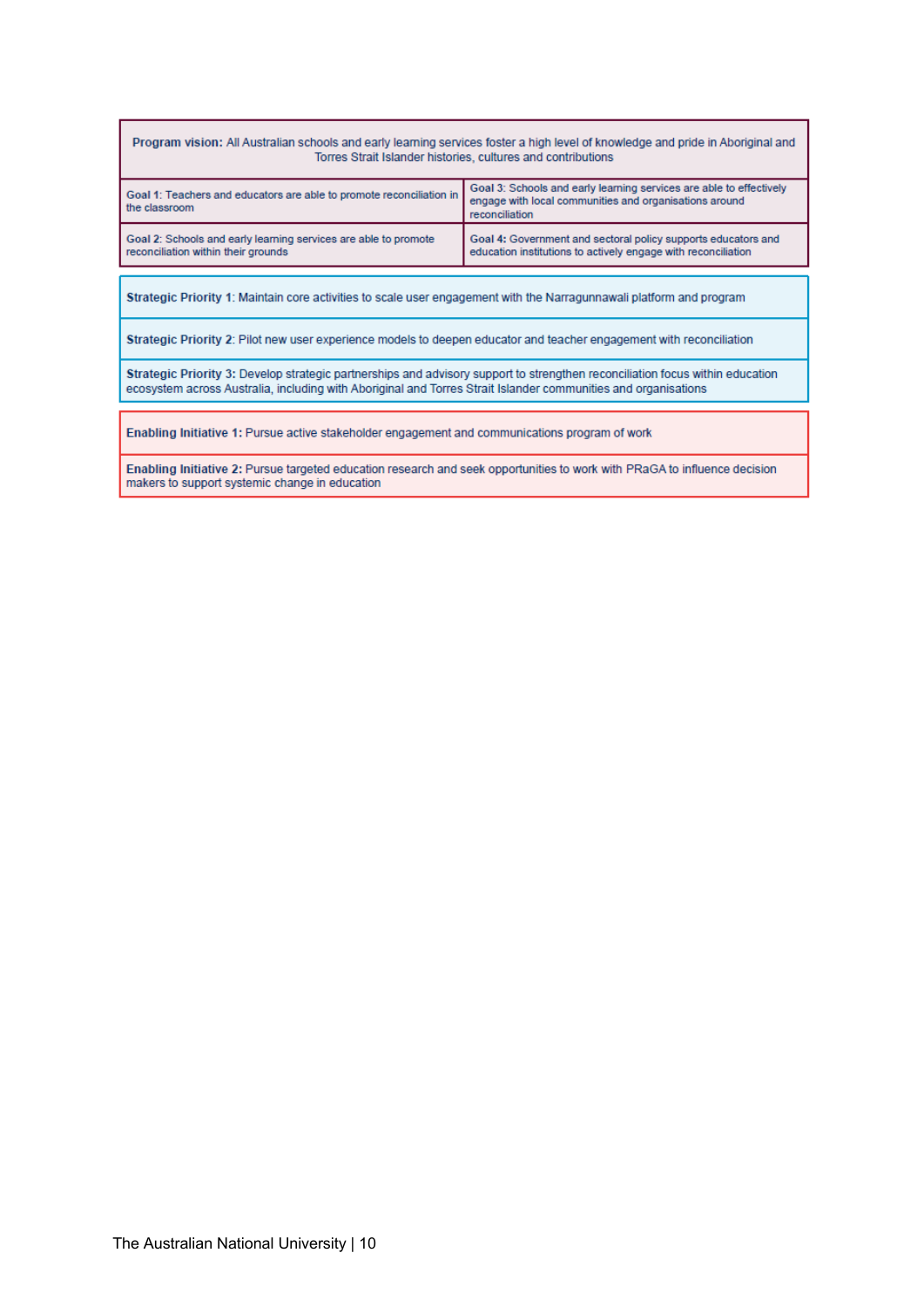| **Program vision:** All Australian schools and early learning services foster a high level of knowledge and pride in Aboriginal and Torres Strait Islander histories, cultures and contributions | |
|---|---|
| **Goal 1:** Teachers and educators are able to promote reconciliation in the classroom | **Goal 3:** Schools and early learning services are able to effectively engage with local communities and organisations around reconciliation |
| **Goal 2:** Schools and early learning services are able to promote reconciliation within their grounds | **Goal 4:** Government and sectoral policy supports educators and education institutions to actively engage with reconciliation |

| **Strategic Priority 1**: Maintain core activities to scale user engagement with the Narragunnawali platform and program |
|---|
| **Strategic Priority 2**: Pilot new user experience models to deepen educator and teacher engagement with reconciliation |
| **Strategic Priority 3:** Develop strategic partnerships and advisory support to strengthen reconciliation focus within education ecosystem across Australia, including with Aboriginal and Torres Strait Islander communities and organisations |

| **Enabling Initiative 1:** Pursue active stakeholder engagement and communications program of work |
|---|
| **Enabling Initiative 2:** Pursue targeted education research and seek opportunities to work with PRaGA to influence decision makers to support systemic change in education |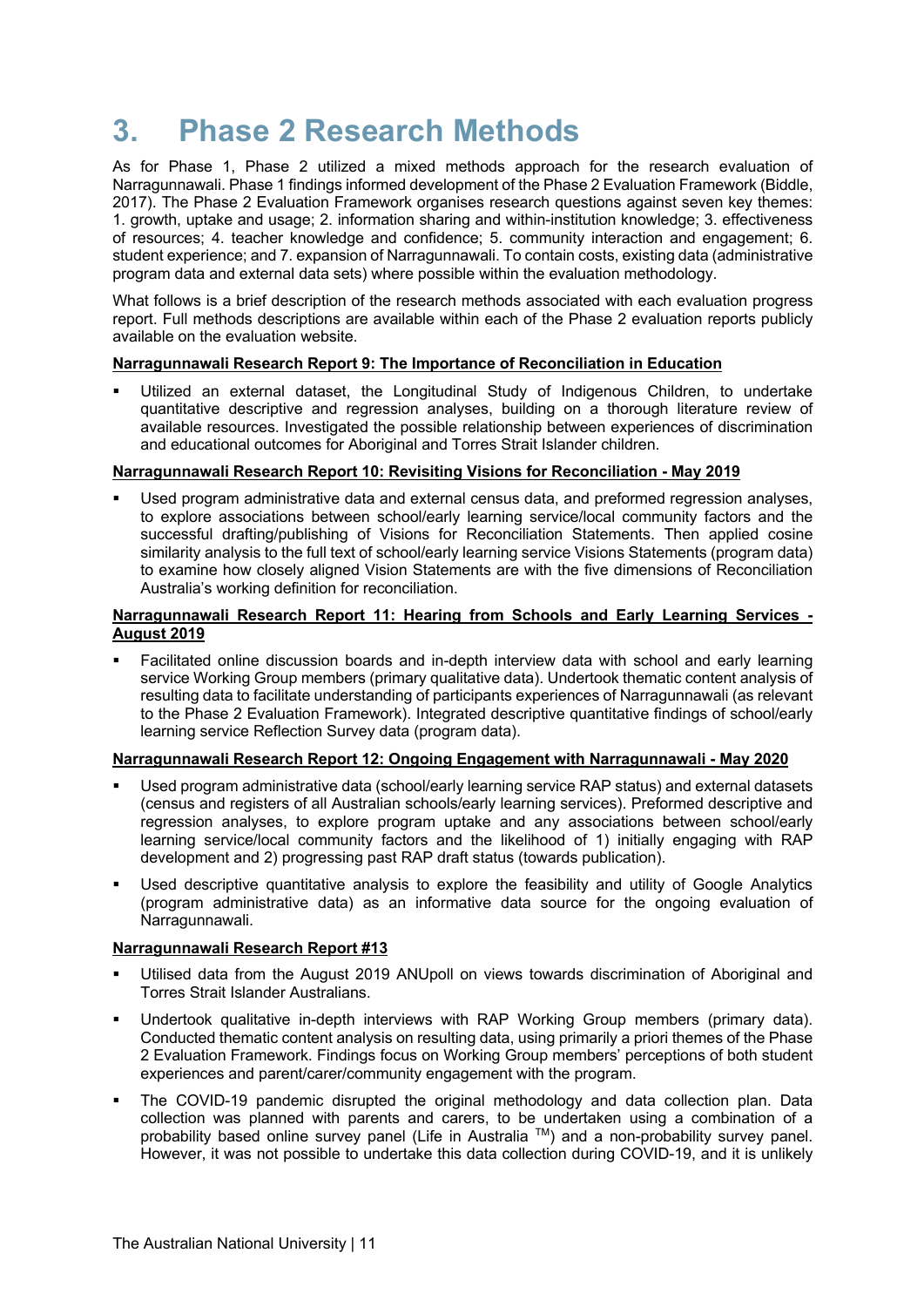# 3. Phase 2 Research Methods

As for Phase 1, Phase 2 utilized a mixed methods approach for the research evaluation of Narragunnawali. Phase 1 findings informed development of the Phase 2 Evaluation Framework (Biddle, 2017). The Phase 2 Evaluation Framework organises research questions against seven key themes: 1. growth, uptake and usage; 2. information sharing and within-institution knowledge; 3. effectiveness of resources; 4. teacher knowledge and confidence; 5. community interaction and engagement; 6. student experience; and 7. expansion of Narragunnawali. To contain costs, existing data (administrative program data and external data sets) where possible within the evaluation methodology.

What follows is a brief description of the research methods associated with each evaluation progress report. Full methods descriptions are available within each of the Phase 2 evaluation reports publicly available on the evaluation website.

**Narragunnawali Research Report 9: The Importance of Reconciliation in Education**

- Utilized an external dataset, the Longitudinal Study of Indigenous Children, to undertake quantitative descriptive and regression analyses, building on a thorough literature review of available resources. Investigated the possible relationship between experiences of discrimination and educational outcomes for Aboriginal and Torres Strait Islander children.

**Narragunnawali Research Report 10: Revisiting Visions for Reconciliation - May 2019**

- Used program administrative data and external census data, and preformed regression analyses, to explore associations between school/early learning service/local community factors and the successful drafting/publishing of Visions for Reconciliation Statements. Then applied cosine similarity analysis to the full text of school/early learning service Visions Statements (program data) to examine how closely aligned Vision Statements are with the five dimensions of Reconciliation Australia's working definition for reconciliation.

**Narragunnawali Research Report 11: Hearing from Schools and Early Learning Services - August 2019**

- Facilitated online discussion boards and in-depth interview data with school and early learning service Working Group members (primary qualitative data). Undertook thematic content analysis of resulting data to facilitate understanding of participants experiences of Narragunnawali (as relevant to the Phase 2 Evaluation Framework). Integrated descriptive quantitative findings of school/early learning service Reflection Survey data (program data).

**Narragunnawali Research Report 12: Ongoing Engagement with Narragunnawali - May 2020**

- Used program administrative data (school/early learning service RAP status) and external datasets (census and registers of all Australian schools/early learning services). Preformed descriptive and regression analyses, to explore program uptake and any associations between school/early learning service/local community factors and the likelihood of 1) initially engaging with RAP development and 2) progressing past RAP draft status (towards publication).
- Used descriptive quantitative analysis to explore the feasibility and utility of Google Analytics (program administrative data) as an informative data source for the ongoing evaluation of Narragunnawali.

**Narragunnawali Research Report #13**

- Utilised data from the August 2019 ANUpoll on views towards discrimination of Aboriginal and Torres Strait Islander Australians.
- Undertook qualitative in-depth interviews with RAP Working Group members (primary data). Conducted thematic content analysis on resulting data, using primarily a priori themes of the Phase 2 Evaluation Framework. Findings focus on Working Group members' perceptions of both student experiences and parent/carer/community engagement with the program.
- The COVID-19 pandemic disrupted the original methodology and data collection plan. Data collection was planned with parents and carers, to be undertaken using a combination of a probability based online survey panel (Life in Australia ™) and a non-probability survey panel. However, it was not possible to undertake this data collection during COVID-19, and it is unlikely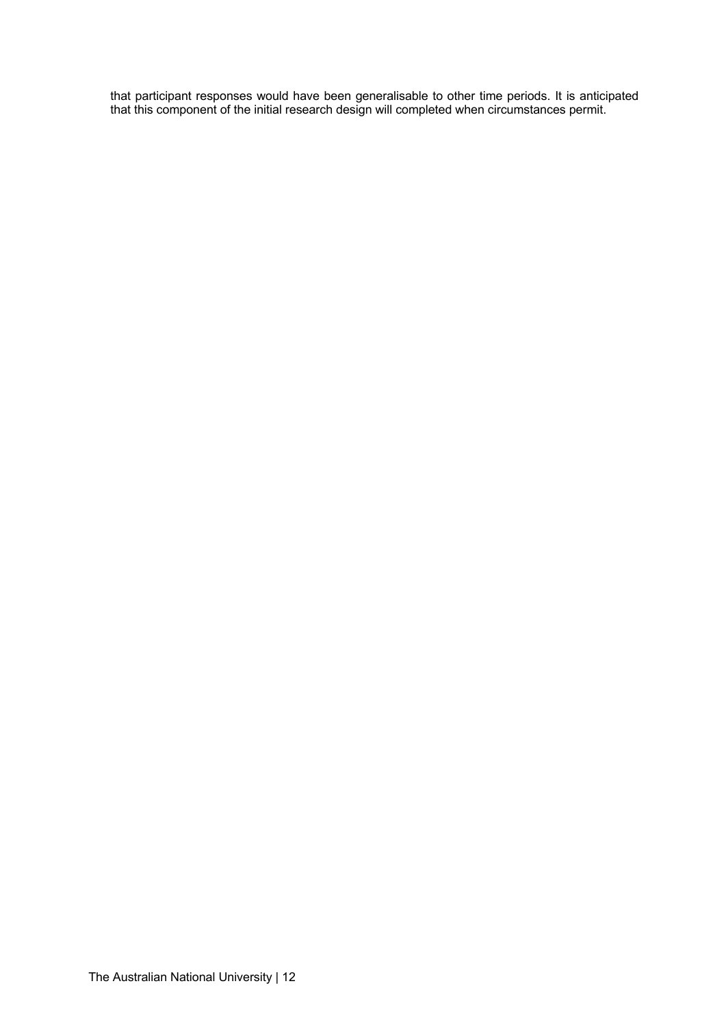that participant responses would have been generalisable to other time periods. It is anticipated that this component of the initial research design will completed when circumstances permit.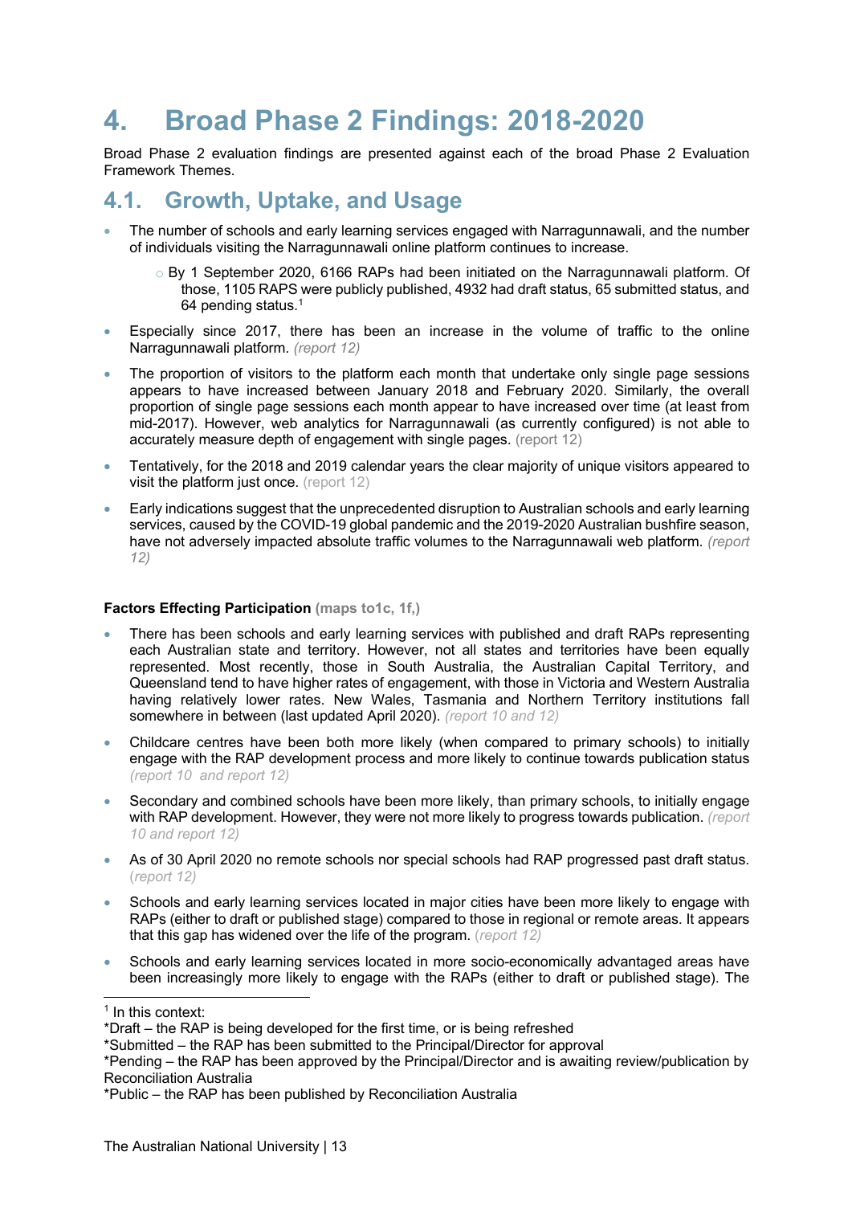# 4. Broad Phase 2 Findings: 2018-2020

Broad Phase 2 evaluation findings are presented against each of the broad Phase 2 Evaluation Framework Themes.

## 4.1. Growth, Uptake, and Usage

- The number of schools and early learning services engaged with Narragunnawali, and the number of individuals visiting the Narragunnawali online platform continues to increase.
  - By 1 September 2020, 6166 RAPs had been initiated on the Narragunnawali platform. Of those, 1105 RAPS were publicly published, 4932 had draft status, 65 submitted status, and 64 pending status.[1]
- Especially since 2017, there has been an increase in the volume of traffic to the online Narragunnawali platform. *(report 12)*
- The proportion of visitors to the platform each month that undertake only single page sessions appears to have increased between January 2018 and February 2020. Similarly, the overall proportion of single page sessions each month appear to have increased over time (at least from mid-2017). However, web analytics for Narragunnawali (as currently configured) is not able to accurately measure depth of engagement with single pages. (report 12)
- Tentatively, for the 2018 and 2019 calendar years the clear majority of unique visitors appeared to visit the platform just once. (report 12)
- Early indications suggest that the unprecedented disruption to Australian schools and early learning services, caused by the COVID-19 global pandemic and the 2019-2020 Australian bushfire season, have not adversely impacted absolute traffic volumes to the Narragunnawali web platform. *(report 12)*

**Factors Effecting Participation** **(maps to1c, 1f,)**

- There has been schools and early learning services with published and draft RAPs representing each Australian state and territory. However, not all states and territories have been equally represented. Most recently, those in South Australia, the Australian Capital Territory, and Queensland tend to have higher rates of engagement, with those in Victoria and Western Australia having relatively lower rates. New Wales, Tasmania and Northern Territory institutions fall somewhere in between (last updated April 2020). *(report 10 and 12)*
- Childcare centres have been both more likely (when compared to primary schools) to initially engage with the RAP development process and more likely to continue towards publication status *(report 10 and report 12)*
- Secondary and combined schools have been more likely, than primary schools, to initially engage with RAP development. However, they were not more likely to progress towards publication. *(report 10 and report 12)*
- As of 30 April 2020 no remote schools nor special schools had RAP progressed past draft status. (*report 12*)
- Schools and early learning services located in major cities have been more likely to engage with RAPs (either to draft or published stage) compared to those in regional or remote areas. It appears that this gap has widened over the life of the program. (*report 12*)
- Schools and early learning services located in more socio-economically advantaged areas have been increasingly more likely to engage with the RAPs (either to draft or published stage). The

[1] In this context:
*Draft – the RAP is being developed for the first time, or is being refreshed
*Submitted – the RAP has been submitted to the Principal/Director for approval
*Pending – the RAP has been approved by the Principal/Director and is awaiting review/publication by Reconciliation Australia
*Public – the RAP has been published by Reconciliation Australia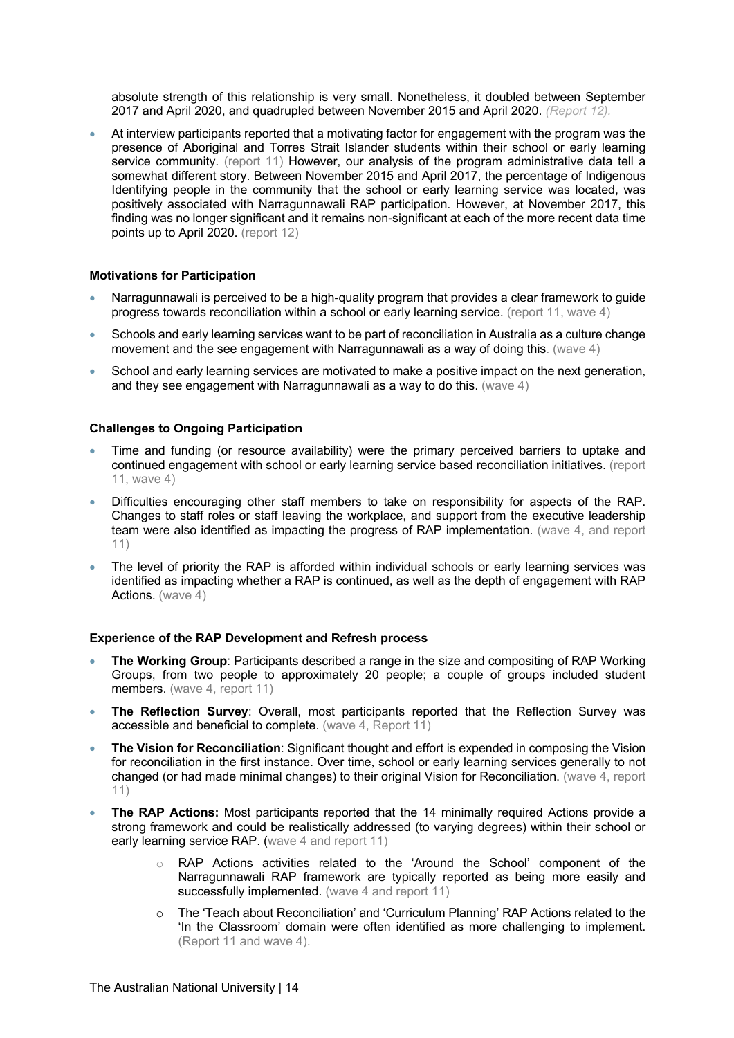absolute strength of this relationship is very small. Nonetheless, it doubled between September 2017 and April 2020, and quadrupled between November 2015 and April 2020. *(Report 12).*

- At interview participants reported that a motivating factor for engagement with the program was the presence of Aboriginal and Torres Strait Islander students within their school or early learning service community. (report 11) However, our analysis of the program administrative data tell a somewhat different story. Between November 2015 and April 2017, the percentage of Indigenous Identifying people in the community that the school or early learning service was located, was positively associated with Narragunnawali RAP participation. However, at November 2017, this finding was no longer significant and it remains non-significant at each of the more recent data time points up to April 2020. (report 12)

**Motivations for Participation**

- Narragunnawali is perceived to be a high-quality program that provides a clear framework to guide progress towards reconciliation within a school or early learning service. (report 11, wave 4)
- Schools and early learning services want to be part of reconciliation in Australia as a culture change movement and the see engagement with Narragunnawali as a way of doing this. (wave 4)
- School and early learning services are motivated to make a positive impact on the next generation, and they see engagement with Narragunnawali as a way to do this. (wave 4)

**Challenges to Ongoing Participation**

- Time and funding (or resource availability) were the primary perceived barriers to uptake and continued engagement with school or early learning service based reconciliation initiatives. (report 11, wave 4)
- Difficulties encouraging other staff members to take on responsibility for aspects of the RAP. Changes to staff roles or staff leaving the workplace, and support from the executive leadership team were also identified as impacting the progress of RAP implementation. (wave 4, and report 11)
- The level of priority the RAP is afforded within individual schools or early learning services was identified as impacting whether a RAP is continued, as well as the depth of engagement with RAP Actions. (wave 4)

**Experience of the RAP Development and Refresh process**

- **The Working Group**: Participants described a range in the size and compositing of RAP Working Groups, from two people to approximately 20 people; a couple of groups included student members. (wave 4, report 11)
- **The Reflection Survey**: Overall, most participants reported that the Reflection Survey was accessible and beneficial to complete. (wave 4, Report 11)
- **The Vision for Reconciliation**: Significant thought and effort is expended in composing the Vision for reconciliation in the first instance. Over time, school or early learning services generally to not changed (or had made minimal changes) to their original Vision for Reconciliation. (wave 4, report 11)
- **The RAP Actions:** Most participants reported that the 14 minimally required Actions provide a strong framework and could be realistically addressed (to varying degrees) within their school or early learning service RAP. (wave 4 and report 11)
  - RAP Actions activities related to the 'Around the School' component of the Narragunnawali RAP framework are typically reported as being more easily and successfully implemented. (wave 4 and report 11)
  - The 'Teach about Reconciliation' and 'Curriculum Planning' RAP Actions related to the 'In the Classroom' domain were often identified as more challenging to implement. (Report 11 and wave 4).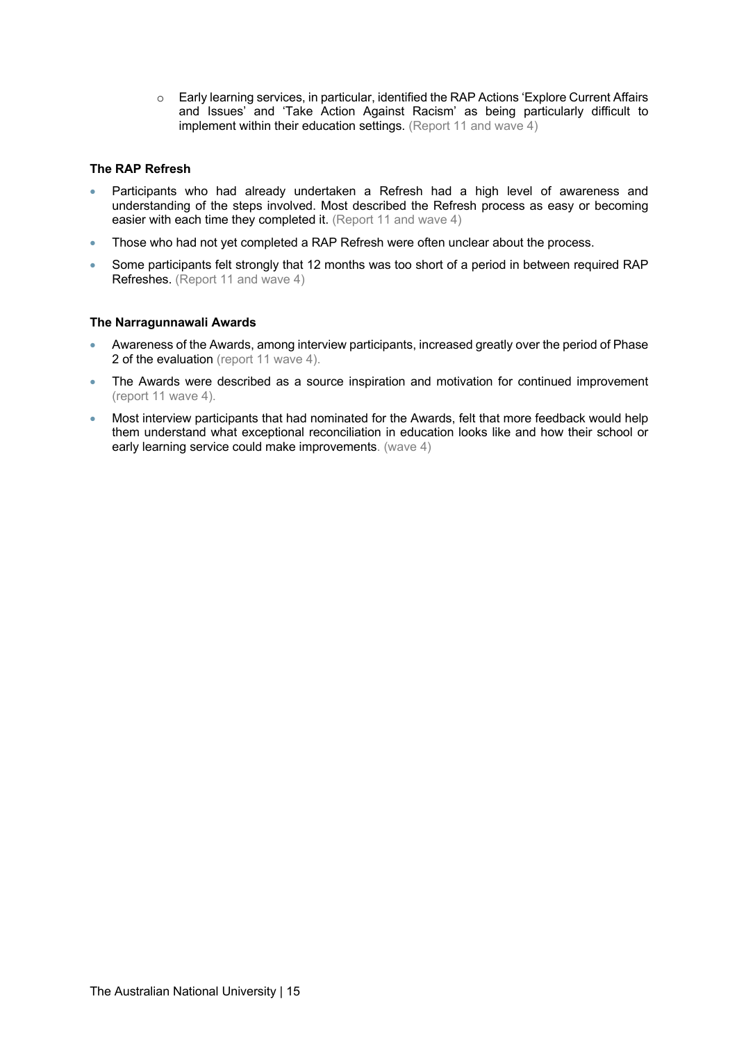- Early learning services, in particular, identified the RAP Actions 'Explore Current Affairs and Issues' and 'Take Action Against Racism' as being particularly difficult to implement within their education settings. (Report 11 and wave 4)

**The RAP Refresh**

- Participants who had already undertaken a Refresh had a high level of awareness and understanding of the steps involved. Most described the Refresh process as easy or becoming easier with each time they completed it. (Report 11 and wave 4)
- Those who had not yet completed a RAP Refresh were often unclear about the process.
- Some participants felt strongly that 12 months was too short of a period in between required RAP Refreshes. (Report 11 and wave 4)

**The Narragunnawali Awards**

- Awareness of the Awards, among interview participants, increased greatly over the period of Phase 2 of the evaluation (report 11 wave 4).
- The Awards were described as a source inspiration and motivation for continued improvement (report 11 wave 4).
- Most interview participants that had nominated for the Awards, felt that more feedback would help them understand what exceptional reconciliation in education looks like and how their school or early learning service could make improvements. (wave 4)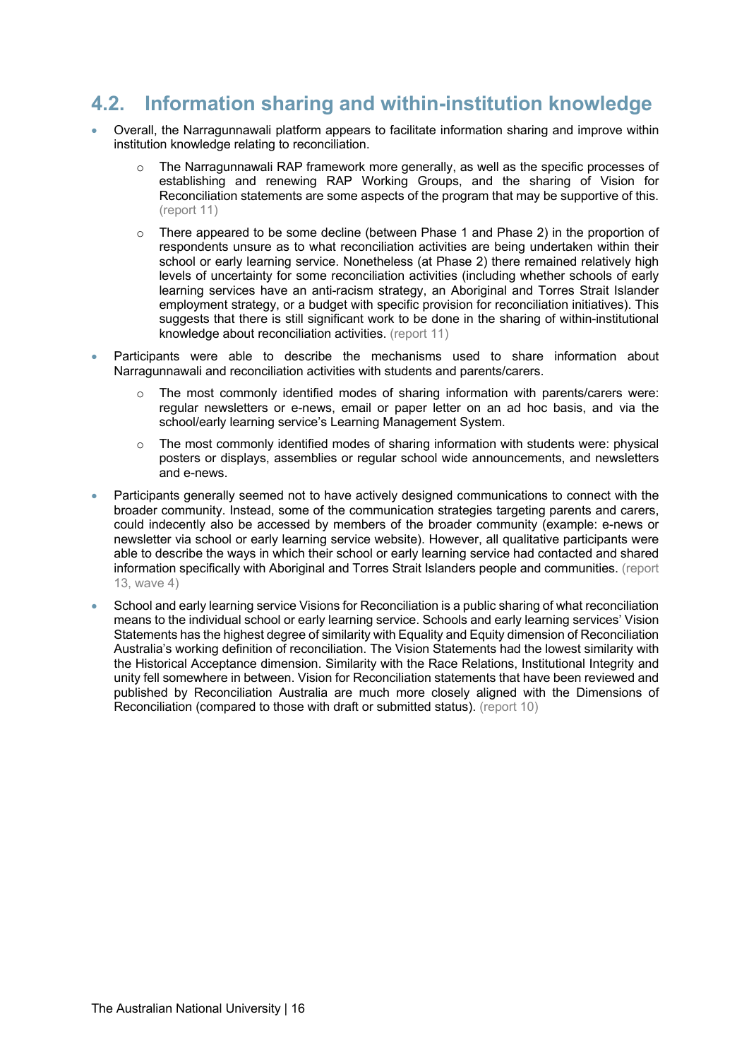## 4.2. Information sharing and within-institution knowledge

- Overall, the Narragunnawali platform appears to facilitate information sharing and improve within institution knowledge relating to reconciliation.
    - The Narragunnawali RAP framework more generally, as well as the specific processes of establishing and renewing RAP Working Groups, and the sharing of Vision for Reconciliation statements are some aspects of the program that may be supportive of this. (report 11)
    - There appeared to be some decline (between Phase 1 and Phase 2) in the proportion of respondents unsure as to what reconciliation activities are being undertaken within their school or early learning service. Nonetheless (at Phase 2) there remained relatively high levels of uncertainty for some reconciliation activities (including whether schools of early learning services have an anti-racism strategy, an Aboriginal and Torres Strait Islander employment strategy, or a budget with specific provision for reconciliation initiatives). This suggests that there is still significant work to be done in the sharing of within-institutional knowledge about reconciliation activities. (report 11)
- Participants were able to describe the mechanisms used to share information about Narragunnawali and reconciliation activities with students and parents/carers.
    - The most commonly identified modes of sharing information with parents/carers were: regular newsletters or e-news, email or paper letter on an ad hoc basis, and via the school/early learning service's Learning Management System.
    - The most commonly identified modes of sharing information with students were: physical posters or displays, assemblies or regular school wide announcements, and newsletters and e-news.
- Participants generally seemed not to have actively designed communications to connect with the broader community. Instead, some of the communication strategies targeting parents and carers, could indecently also be accessed by members of the broader community (example: e-news or newsletter via school or early learning service website). However, all qualitative participants were able to describe the ways in which their school or early learning service had contacted and shared information specifically with Aboriginal and Torres Strait Islanders people and communities. (report 13, wave 4)
- School and early learning service Visions for Reconciliation is a public sharing of what reconciliation means to the individual school or early learning service. Schools and early learning services' Vision Statements has the highest degree of similarity with Equality and Equity dimension of Reconciliation Australia's working definition of reconciliation. The Vision Statements had the lowest similarity with the Historical Acceptance dimension. Similarity with the Race Relations, Institutional Integrity and unity fell somewhere in between. Vision for Reconciliation statements that have been reviewed and published by Reconciliation Australia are much more closely aligned with the Dimensions of Reconciliation (compared to those with draft or submitted status). (report 10)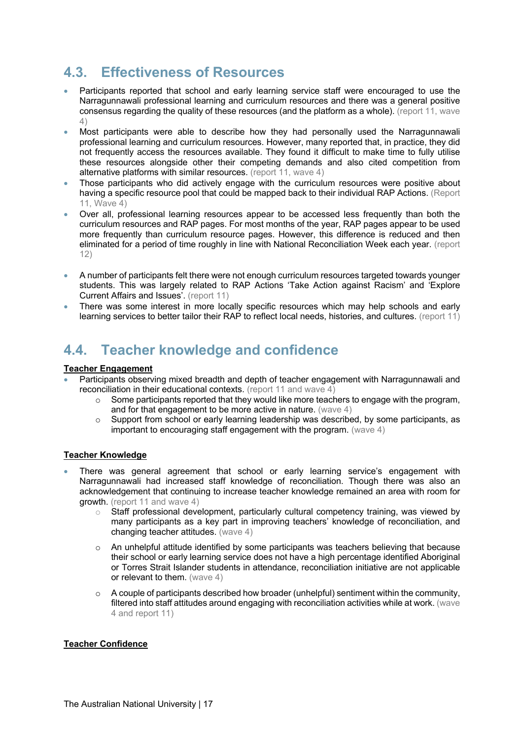## 4.3. Effectiveness of Resources

- Participants reported that school and early learning service staff were encouraged to use the Narragunnawali professional learning and curriculum resources and there was a general positive consensus regarding the quality of these resources (and the platform as a whole). (report 11, wave 4)
- Most participants were able to describe how they had personally used the Narragunnawali professional learning and curriculum resources. However, many reported that, in practice, they did not frequently access the resources available. They found it difficult to make time to fully utilise these resources alongside other their competing demands and also cited competition from alternative platforms with similar resources. (report 11, wave 4)
- Those participants who did actively engage with the curriculum resources were positive about having a specific resource pool that could be mapped back to their individual RAP Actions. (Report 11, Wave 4)
- Over all, professional learning resources appear to be accessed less frequently than both the curriculum resources and RAP pages. For most months of the year, RAP pages appear to be used more frequently than curriculum resource pages. However, this difference is reduced and then eliminated for a period of time roughly in line with National Reconciliation Week each year. (report 12)
- A number of participants felt there were not enough curriculum resources targeted towards younger students. This was largely related to RAP Actions 'Take Action against Racism' and 'Explore Current Affairs and Issues'. (report 11)
- There was some interest in more locally specific resources which may help schools and early learning services to better tailor their RAP to reflect local needs, histories, and cultures. (report 11)

## 4.4. Teacher knowledge and confidence

**Teacher Engagement**

- Participants observing mixed breadth and depth of teacher engagement with Narragunnawali and reconciliation in their educational contexts. (report 11 and wave 4)
  - Some participants reported that they would like more teachers to engage with the program, and for that engagement to be more active in nature. (wave 4)
  - Support from school or early learning leadership was described, by some participants, as important to encouraging staff engagement with the program. (wave 4)

**Teacher Knowledge**

- There was general agreement that school or early learning service's engagement with Narragunnawali had increased staff knowledge of reconciliation. Though there was also an acknowledgement that continuing to increase teacher knowledge remained an area with room for growth. (report 11 and wave 4)
  - Staff professional development, particularly cultural competency training, was viewed by many participants as a key part in improving teachers' knowledge of reconciliation, and changing teacher attitudes. (wave 4)
  - An unhelpful attitude identified by some participants was teachers believing that because their school or early learning service does not have a high percentage identified Aboriginal or Torres Strait Islander students in attendance, reconciliation initiative are not applicable or relevant to them. (wave 4)
  - A couple of participants described how broader (unhelpful) sentiment within the community, filtered into staff attitudes around engaging with reconciliation activities while at work. (wave 4 and report 11)

**Teacher Confidence**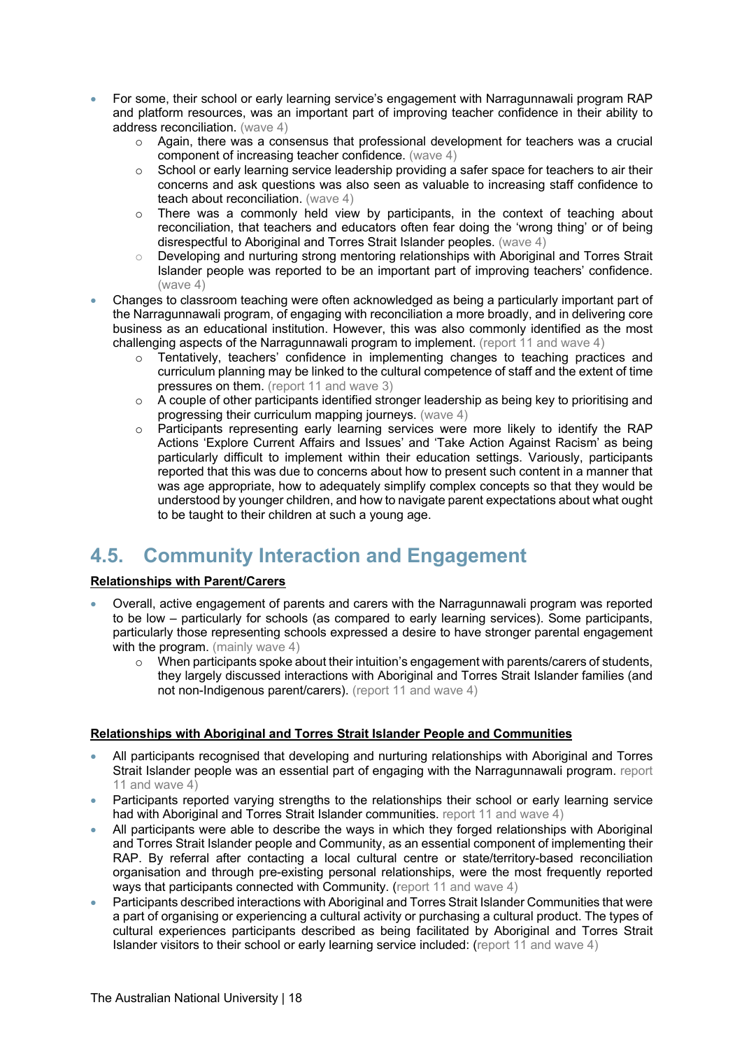- For some, their school or early learning service's engagement with Narragunnawali program RAP and platform resources, was an important part of improving teacher confidence in their ability to address reconciliation. (wave 4)
  - Again, there was a consensus that professional development for teachers was a crucial component of increasing teacher confidence. (wave 4)
  - School or early learning service leadership providing a safer space for teachers to air their concerns and ask questions was also seen as valuable to increasing staff confidence to teach about reconciliation. (wave 4)
  - There was a commonly held view by participants, in the context of teaching about reconciliation, that teachers and educators often fear doing the 'wrong thing' or of being disrespectful to Aboriginal and Torres Strait Islander peoples. (wave 4)
  - Developing and nurturing strong mentoring relationships with Aboriginal and Torres Strait Islander people was reported to be an important part of improving teachers' confidence. (wave 4)
- Changes to classroom teaching were often acknowledged as being a particularly important part of the Narragunnawali program, of engaging with reconciliation a more broadly, and in delivering core business as an educational institution. However, this was also commonly identified as the most challenging aspects of the Narragunnawali program to implement. (report 11 and wave 4)
  - Tentatively, teachers' confidence in implementing changes to teaching practices and curriculum planning may be linked to the cultural competence of staff and the extent of time pressures on them. (report 11 and wave 3)
  - A couple of other participants identified stronger leadership as being key to prioritising and progressing their curriculum mapping journeys. (wave 4)
  - Participants representing early learning services were more likely to identify the RAP Actions 'Explore Current Affairs and Issues' and 'Take Action Against Racism' as being particularly difficult to implement within their education settings. Variously, participants reported that this was due to concerns about how to present such content in a manner that was age appropriate, how to adequately simplify complex concepts so that they would be understood by younger children, and how to navigate parent expectations about what ought to be taught to their children at such a young age.

## 4.5. Community Interaction and Engagement

**Relationships with Parent/Carers**

- Overall, active engagement of parents and carers with the Narragunnawali program was reported to be low – particularly for schools (as compared to early learning services). Some participants, particularly those representing schools expressed a desire to have stronger parental engagement with the program. (mainly wave 4)
  - When participants spoke about their intuition's engagement with parents/carers of students, they largely discussed interactions with Aboriginal and Torres Strait Islander families (and not non-Indigenous parent/carers). (report 11 and wave 4)

**Relationships with Aboriginal and Torres Strait Islander People and Communities**

- All participants recognised that developing and nurturing relationships with Aboriginal and Torres Strait Islander people was an essential part of engaging with the Narragunnawali program. report 11 and wave 4)
- Participants reported varying strengths to the relationships their school or early learning service had with Aboriginal and Torres Strait Islander communities. report 11 and wave 4)
- All participants were able to describe the ways in which they forged relationships with Aboriginal and Torres Strait Islander people and Community, as an essential component of implementing their RAP. By referral after contacting a local cultural centre or state/territory-based reconciliation organisation and through pre-existing personal relationships, were the most frequently reported ways that participants connected with Community. (report 11 and wave 4)
- Participants described interactions with Aboriginal and Torres Strait Islander Communities that were a part of organising or experiencing a cultural activity or purchasing a cultural product. The types of cultural experiences participants described as being facilitated by Aboriginal and Torres Strait Islander visitors to their school or early learning service included: (report 11 and wave 4)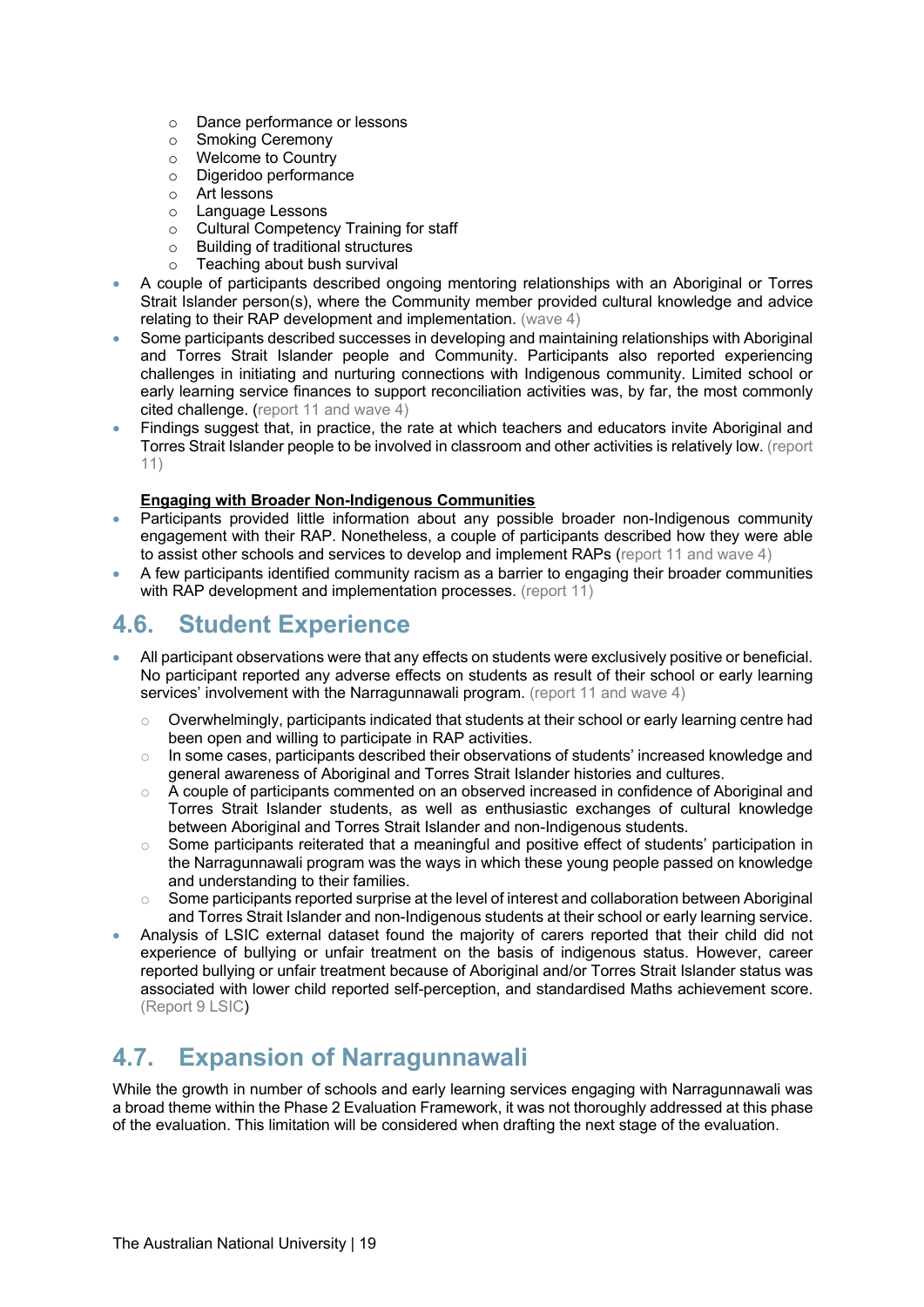- Dance performance or lessons
  - Smoking Ceremony
  - Welcome to Country
  - Digeridoo performance
  - Art lessons
  - Language Lessons
  - Cultural Competency Training for staff
  - Building of traditional structures
  - Teaching about bush survival
- A couple of participants described ongoing mentoring relationships with an Aboriginal or Torres Strait Islander person(s), where the Community member provided cultural knowledge and advice relating to their RAP development and implementation. (wave 4)
- Some participants described successes in developing and maintaining relationships with Aboriginal and Torres Strait Islander people and Community. Participants also reported experiencing challenges in initiating and nurturing connections with Indigenous community. Limited school or early learning service finances to support reconciliation activities was, by far, the most commonly cited challenge. (report 11 and wave 4)
- Findings suggest that, in practice, the rate at which teachers and educators invite Aboriginal and Torres Strait Islander people to be involved in classroom and other activities is relatively low. (report 11)

**Engaging with Broader Non-Indigenous Communities**

- Participants provided little information about any possible broader non-Indigenous community engagement with their RAP. Nonetheless, a couple of participants described how they were able to assist other schools and services to develop and implement RAPs (report 11 and wave 4)
- A few participants identified community racism as a barrier to engaging their broader communities with RAP development and implementation processes. (report 11)

## 4.6. Student Experience

- All participant observations were that any effects on students were exclusively positive or beneficial. No participant reported any adverse effects on students as result of their school or early learning services' involvement with the Narragunnawali program. (report 11 and wave 4)
  - Overwhelmingly, participants indicated that students at their school or early learning centre had been open and willing to participate in RAP activities.
  - In some cases, participants described their observations of students' increased knowledge and general awareness of Aboriginal and Torres Strait Islander histories and cultures.
  - A couple of participants commented on an observed increased in confidence of Aboriginal and Torres Strait Islander students, as well as enthusiastic exchanges of cultural knowledge between Aboriginal and Torres Strait Islander and non-Indigenous students.
  - Some participants reiterated that a meaningful and positive effect of students' participation in the Narragunnawali program was the ways in which these young people passed on knowledge and understanding to their families.
  - Some participants reported surprise at the level of interest and collaboration between Aboriginal and Torres Strait Islander and non-Indigenous students at their school or early learning service.
- Analysis of LSIC external dataset found the majority of carers reported that their child did not experience of bullying or unfair treatment on the basis of indigenous status. However, career reported bullying or unfair treatment because of Aboriginal and/or Torres Strait Islander status was associated with lower child reported self-perception, and standardised Maths achievement score. (Report 9 LSIC)

## 4.7. Expansion of Narragunnawali

While the growth in number of schools and early learning services engaging with Narragunnawali was a broad theme within the Phase 2 Evaluation Framework, it was not thoroughly addressed at this phase of the evaluation. This limitation will be considered when drafting the next stage of the evaluation.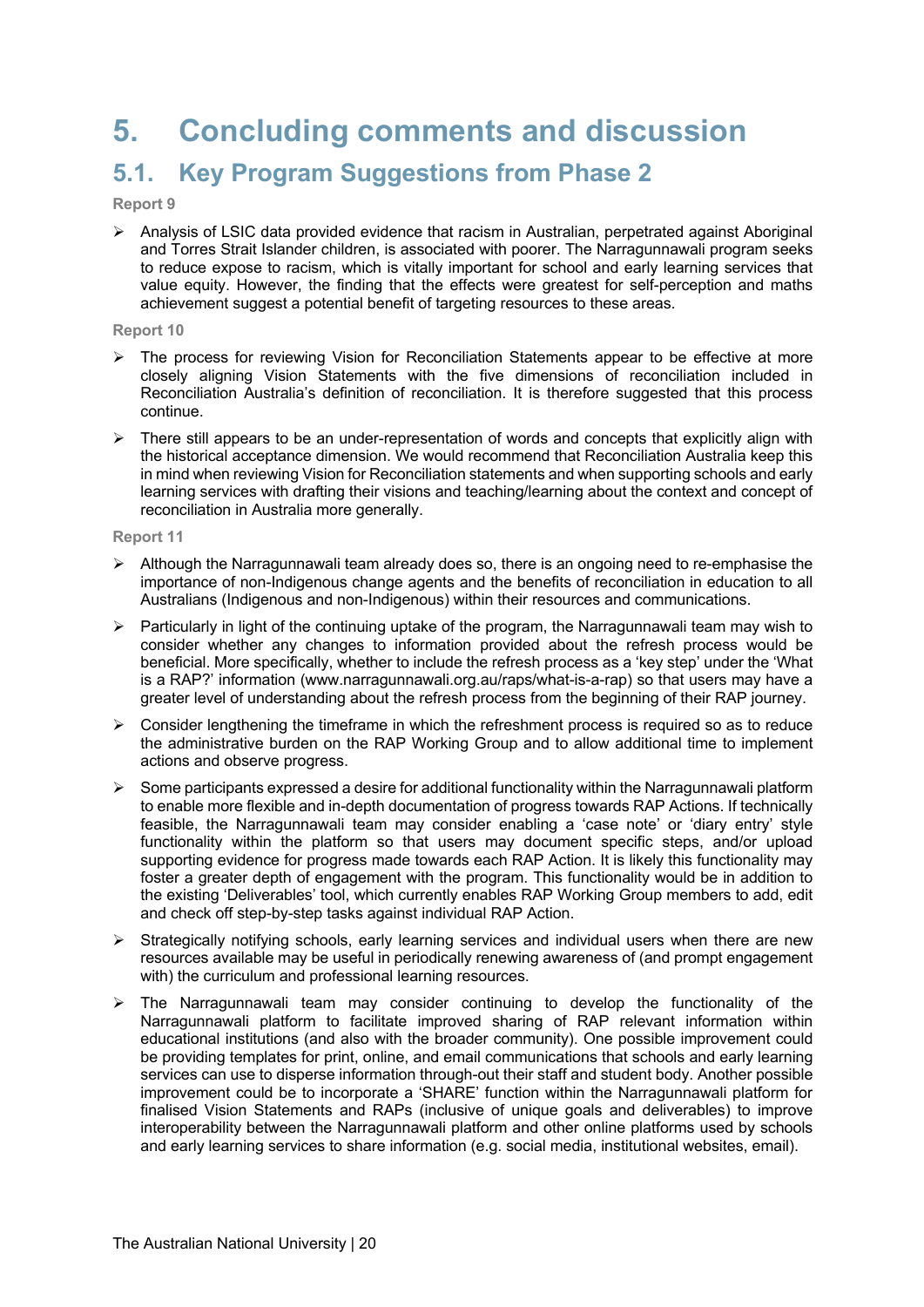# 5. Concluding comments and discussion

## 5.1. Key Program Suggestions from Phase 2

**Report 9**

- Analysis of LSIC data provided evidence that racism in Australian, perpetrated against Aboriginal and Torres Strait Islander children, is associated with poorer. The Narragunnawali program seeks to reduce expose to racism, which is vitally important for school and early learning services that value equity. However, the finding that the effects were greatest for self-perception and maths achievement suggest a potential benefit of targeting resources to these areas.

**Report 10**

- The process for reviewing Vision for Reconciliation Statements appear to be effective at more closely aligning Vision Statements with the five dimensions of reconciliation included in Reconciliation Australia's definition of reconciliation. It is therefore suggested that this process continue.
- There still appears to be an under-representation of words and concepts that explicitly align with the historical acceptance dimension. We would recommend that Reconciliation Australia keep this in mind when reviewing Vision for Reconciliation statements and when supporting schools and early learning services with drafting their visions and teaching/learning about the context and concept of reconciliation in Australia more generally.

**Report 11**

- Although the Narragunnawali team already does so, there is an ongoing need to re-emphasise the importance of non-Indigenous change agents and the benefits of reconciliation in education to all Australians (Indigenous and non-Indigenous) within their resources and communications.
- Particularly in light of the continuing uptake of the program, the Narragunnawali team may wish to consider whether any changes to information provided about the refresh process would be beneficial. More specifically, whether to include the refresh process as a 'key step' under the 'What is a RAP?' information (www.narragunnawali.org.au/raps/what-is-a-rap) so that users may have a greater level of understanding about the refresh process from the beginning of their RAP journey.
- Consider lengthening the timeframe in which the refreshment process is required so as to reduce the administrative burden on the RAP Working Group and to allow additional time to implement actions and observe progress.
- Some participants expressed a desire for additional functionality within the Narragunnawali platform to enable more flexible and in-depth documentation of progress towards RAP Actions. If technically feasible, the Narragunnawali team may consider enabling a 'case note' or 'diary entry' style functionality within the platform so that users may document specific steps, and/or upload supporting evidence for progress made towards each RAP Action. It is likely this functionality may foster a greater depth of engagement with the program. This functionality would be in addition to the existing 'Deliverables' tool, which currently enables RAP Working Group members to add, edit and check off step-by-step tasks against individual RAP Action.
- Strategically notifying schools, early learning services and individual users when there are new resources available may be useful in periodically renewing awareness of (and prompt engagement with) the curriculum and professional learning resources.
- The Narragunnawali team may consider continuing to develop the functionality of the Narragunnawali platform to facilitate improved sharing of RAP relevant information within educational institutions (and also with the broader community). One possible improvement could be providing templates for print, online, and email communications that schools and early learning services can use to disperse information through-out their staff and student body. Another possible improvement could be to incorporate a 'SHARE' function within the Narragunnawali platform for finalised Vision Statements and RAPs (inclusive of unique goals and deliverables) to improve interoperability between the Narragunnawali platform and other online platforms used by schools and early learning services to share information (e.g. social media, institutional websites, email).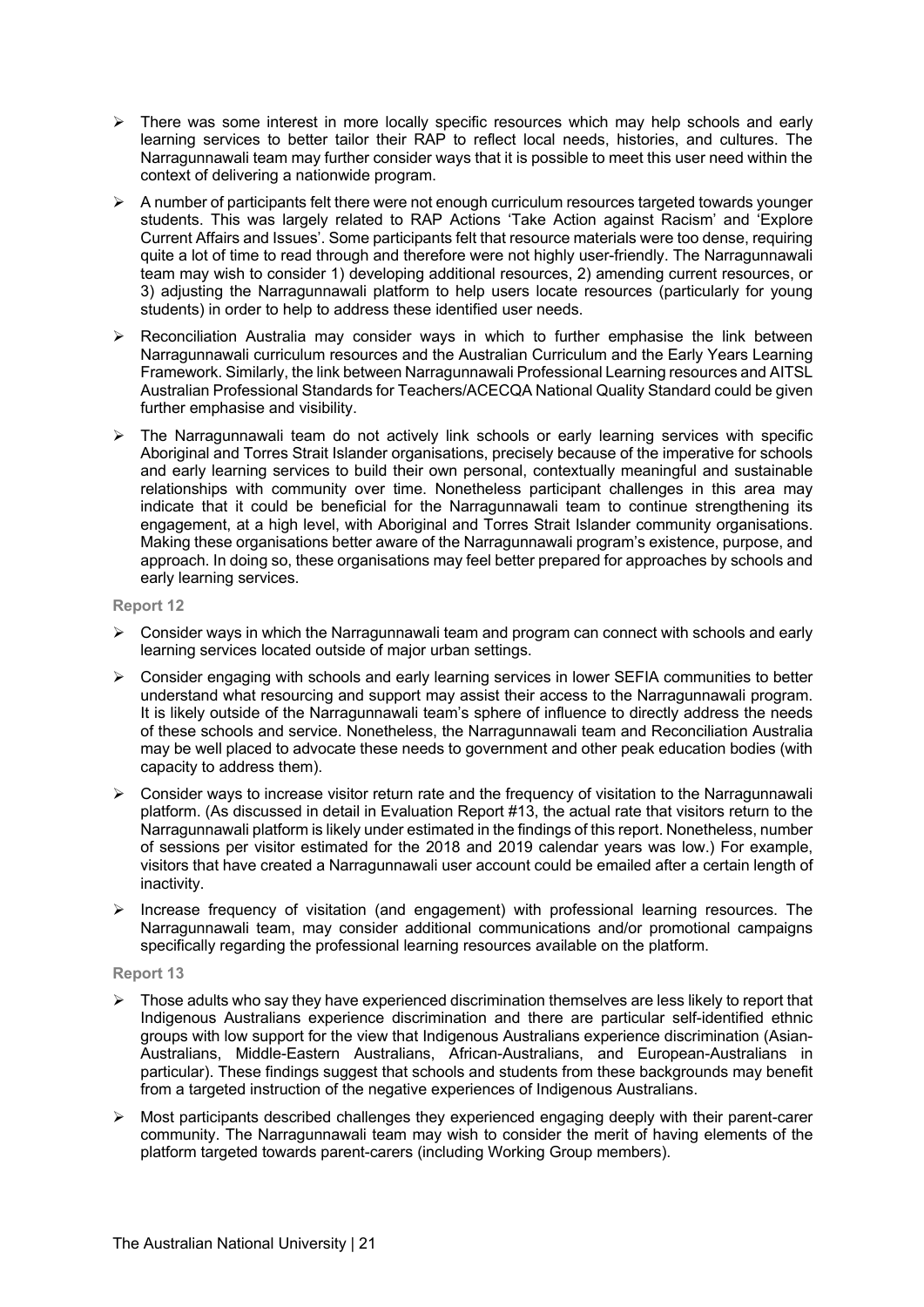- There was some interest in more locally specific resources which may help schools and early learning services to better tailor their RAP to reflect local needs, histories, and cultures. The Narragunnawali team may further consider ways that it is possible to meet this user need within the context of delivering a nationwide program.
- A number of participants felt there were not enough curriculum resources targeted towards younger students. This was largely related to RAP Actions 'Take Action against Racism' and 'Explore Current Affairs and Issues'. Some participants felt that resource materials were too dense, requiring quite a lot of time to read through and therefore were not highly user-friendly. The Narragunnawali team may wish to consider 1) developing additional resources, 2) amending current resources, or 3) adjusting the Narragunnawali platform to help users locate resources (particularly for young students) in order to help to address these identified user needs.
- Reconciliation Australia may consider ways in which to further emphasise the link between Narragunnawali curriculum resources and the Australian Curriculum and the Early Years Learning Framework. Similarly, the link between Narragunnawali Professional Learning resources and AITSL Australian Professional Standards for Teachers/ACECQA National Quality Standard could be given further emphasise and visibility.
- The Narragunnawali team do not actively link schools or early learning services with specific Aboriginal and Torres Strait Islander organisations, precisely because of the imperative for schools and early learning services to build their own personal, contextually meaningful and sustainable relationships with community over time. Nonetheless participant challenges in this area may indicate that it could be beneficial for the Narragunnawali team to continue strengthening its engagement, at a high level, with Aboriginal and Torres Strait Islander community organisations. Making these organisations better aware of the Narragunnawali program's existence, purpose, and approach. In doing so, these organisations may feel better prepared for approaches by schools and early learning services.

**Report 12**

- Consider ways in which the Narragunnawali team and program can connect with schools and early learning services located outside of major urban settings.
- Consider engaging with schools and early learning services in lower SEFIA communities to better understand what resourcing and support may assist their access to the Narragunnawali program. It is likely outside of the Narragunnawali team's sphere of influence to directly address the needs of these schools and service. Nonetheless, the Narragunnawali team and Reconciliation Australia may be well placed to advocate these needs to government and other peak education bodies (with capacity to address them).
- Consider ways to increase visitor return rate and the frequency of visitation to the Narragunnawali platform. (As discussed in detail in Evaluation Report #13, the actual rate that visitors return to the Narragunnawali platform is likely under estimated in the findings of this report. Nonetheless, number of sessions per visitor estimated for the 2018 and 2019 calendar years was low.) For example, visitors that have created a Narragunnawali user account could be emailed after a certain length of inactivity.
- Increase frequency of visitation (and engagement) with professional learning resources. The Narragunnawali team, may consider additional communications and/or promotional campaigns specifically regarding the professional learning resources available on the platform.

**Report 13**

- Those adults who say they have experienced discrimination themselves are less likely to report that Indigenous Australians experience discrimination and there are particular self-identified ethnic groups with low support for the view that Indigenous Australians experience discrimination (Asian-Australians, Middle-Eastern Australians, African-Australians, and European-Australians in particular). These findings suggest that schools and students from these backgrounds may benefit from a targeted instruction of the negative experiences of Indigenous Australians.
- Most participants described challenges they experienced engaging deeply with their parent-carer community. The Narragunnawali team may wish to consider the merit of having elements of the platform targeted towards parent-carers (including Working Group members).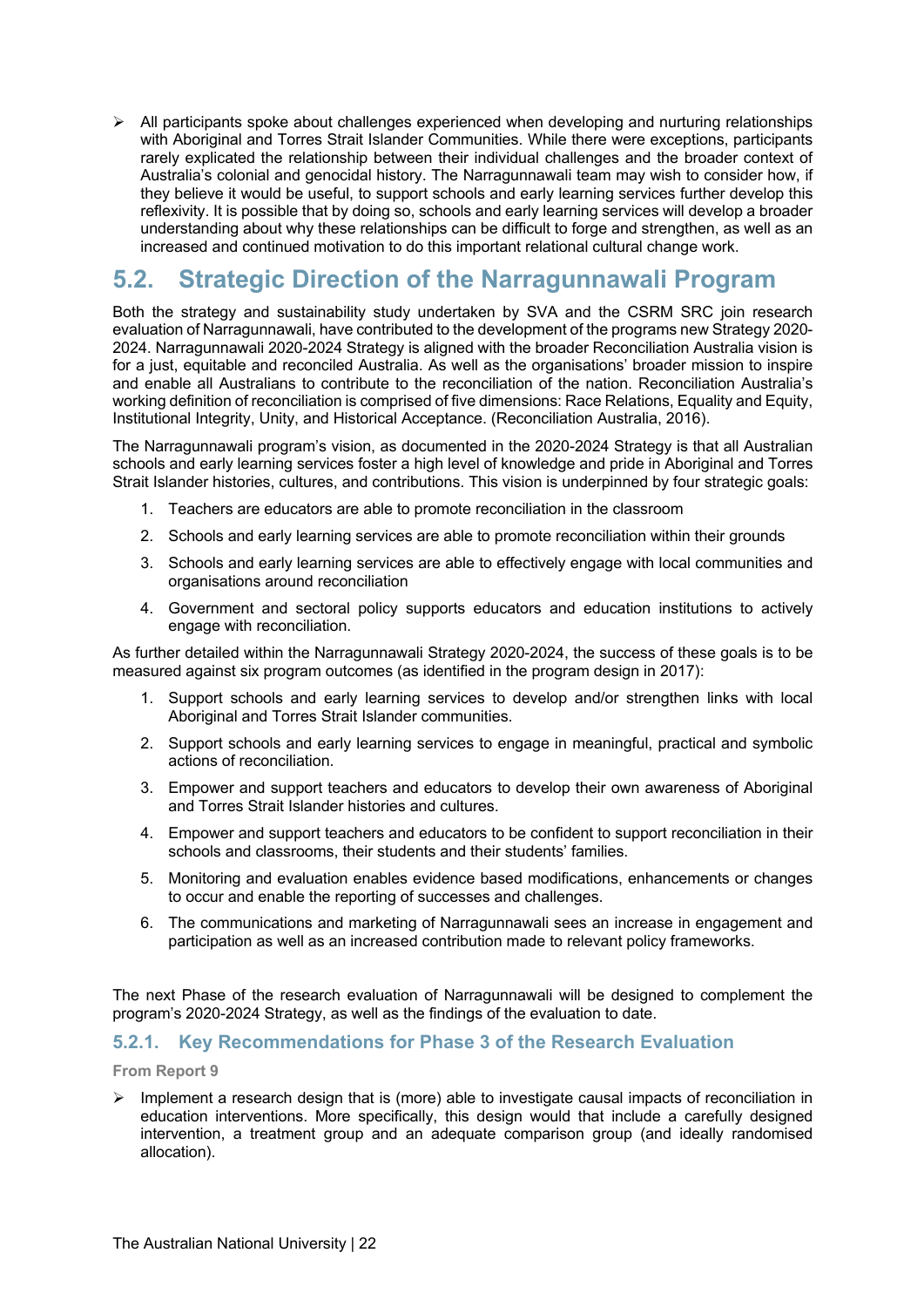- All participants spoke about challenges experienced when developing and nurturing relationships with Aboriginal and Torres Strait Islander Communities. While there were exceptions, participants rarely explicated the relationship between their individual challenges and the broader context of Australia's colonial and genocidal history. The Narragunnawali team may wish to consider how, if they believe it would be useful, to support schools and early learning services further develop this reflexivity. It is possible that by doing so, schools and early learning services will develop a broader understanding about why these relationships can be difficult to forge and strengthen, as well as an increased and continued motivation to do this important relational cultural change work.

## 5.2. Strategic Direction of the Narragunnawali Program

Both the strategy and sustainability study undertaken by SVA and the CSRM SRC join research evaluation of Narragunnawali, have contributed to the development of the programs new Strategy 2020-2024. Narragunnawali 2020-2024 Strategy is aligned with the broader Reconciliation Australia vision is for a just, equitable and reconciled Australia. As well as the organisations' broader mission to inspire and enable all Australians to contribute to the reconciliation of the nation. Reconciliation Australia's working definition of reconciliation is comprised of five dimensions: Race Relations, Equality and Equity, Institutional Integrity, Unity, and Historical Acceptance. (Reconciliation Australia, 2016).

The Narragunnawali program's vision, as documented in the 2020-2024 Strategy is that all Australian schools and early learning services foster a high level of knowledge and pride in Aboriginal and Torres Strait Islander histories, cultures, and contributions. This vision is underpinned by four strategic goals:

1. Teachers are educators are able to promote reconciliation in the classroom
2. Schools and early learning services are able to promote reconciliation within their grounds
3. Schools and early learning services are able to effectively engage with local communities and organisations around reconciliation
4. Government and sectoral policy supports educators and education institutions to actively engage with reconciliation.

As further detailed within the Narragunnawali Strategy 2020-2024, the success of these goals is to be measured against six program outcomes (as identified in the program design in 2017):

1. Support schools and early learning services to develop and/or strengthen links with local Aboriginal and Torres Strait Islander communities.
2. Support schools and early learning services to engage in meaningful, practical and symbolic actions of reconciliation.
3. Empower and support teachers and educators to develop their own awareness of Aboriginal and Torres Strait Islander histories and cultures.
4. Empower and support teachers and educators to be confident to support reconciliation in their schools and classrooms, their students and their students' families.
5. Monitoring and evaluation enables evidence based modifications, enhancements or changes to occur and enable the reporting of successes and challenges.
6. The communications and marketing of Narragunnawali sees an increase in engagement and participation as well as an increased contribution made to relevant policy frameworks.

The next Phase of the research evaluation of Narragunnawali will be designed to complement the program's 2020-2024 Strategy, as well as the findings of the evaluation to date.

### 5.2.1. Key Recommendations for Phase 3 of the Research Evaluation

**From Report 9**

- Implement a research design that is (more) able to investigate causal impacts of reconciliation in education interventions. More specifically, this design would that include a carefully designed intervention, a treatment group and an adequate comparison group (and ideally randomised allocation).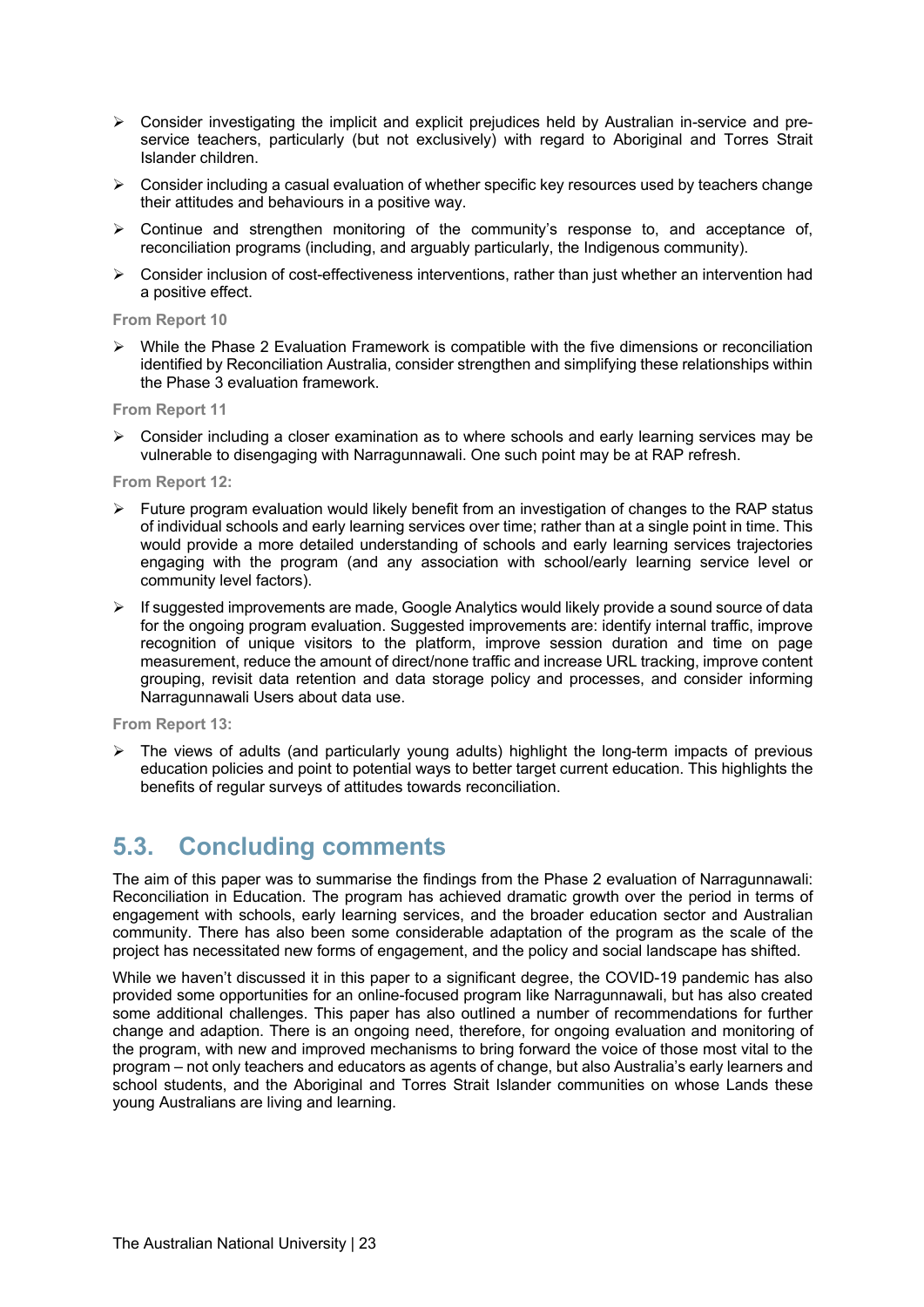- Consider investigating the implicit and explicit prejudices held by Australian in-service and pre-service teachers, particularly (but not exclusively) with regard to Aboriginal and Torres Strait Islander children.
- Consider including a casual evaluation of whether specific key resources used by teachers change their attitudes and behaviours in a positive way.
- Continue and strengthen monitoring of the community's response to, and acceptance of, reconciliation programs (including, and arguably particularly, the Indigenous community).
- Consider inclusion of cost-effectiveness interventions, rather than just whether an intervention had a positive effect.

**From Report 10**

- While the Phase 2 Evaluation Framework is compatible with the five dimensions or reconciliation identified by Reconciliation Australia, consider strengthen and simplifying these relationships within the Phase 3 evaluation framework.

**From Report 11**

- Consider including a closer examination as to where schools and early learning services may be vulnerable to disengaging with Narragunnawali. One such point may be at RAP refresh.

**From Report 12:**

- Future program evaluation would likely benefit from an investigation of changes to the RAP status of individual schools and early learning services over time; rather than at a single point in time. This would provide a more detailed understanding of schools and early learning services trajectories engaging with the program (and any association with school/early learning service level or community level factors).
- If suggested improvements are made, Google Analytics would likely provide a sound source of data for the ongoing program evaluation. Suggested improvements are: identify internal traffic, improve recognition of unique visitors to the platform, improve session duration and time on page measurement, reduce the amount of direct/none traffic and increase URL tracking, improve content grouping, revisit data retention and data storage policy and processes, and consider informing Narragunnawali Users about data use.

**From Report 13:**

- The views of adults (and particularly young adults) highlight the long-term impacts of previous education policies and point to potential ways to better target current education. This highlights the benefits of regular surveys of attitudes towards reconciliation.

## 5.3. Concluding comments

The aim of this paper was to summarise the findings from the Phase 2 evaluation of Narragunnawali: Reconciliation in Education. The program has achieved dramatic growth over the period in terms of engagement with schools, early learning services, and the broader education sector and Australian community. There has also been some considerable adaptation of the program as the scale of the project has necessitated new forms of engagement, and the policy and social landscape has shifted.

While we haven't discussed it in this paper to a significant degree, the COVID-19 pandemic has also provided some opportunities for an online-focused program like Narragunnawali, but has also created some additional challenges. This paper has also outlined a number of recommendations for further change and adaption. There is an ongoing need, therefore, for ongoing evaluation and monitoring of the program, with new and improved mechanisms to bring forward the voice of those most vital to the program – not only teachers and educators as agents of change, but also Australia's early learners and school students, and the Aboriginal and Torres Strait Islander communities on whose Lands these young Australians are living and learning.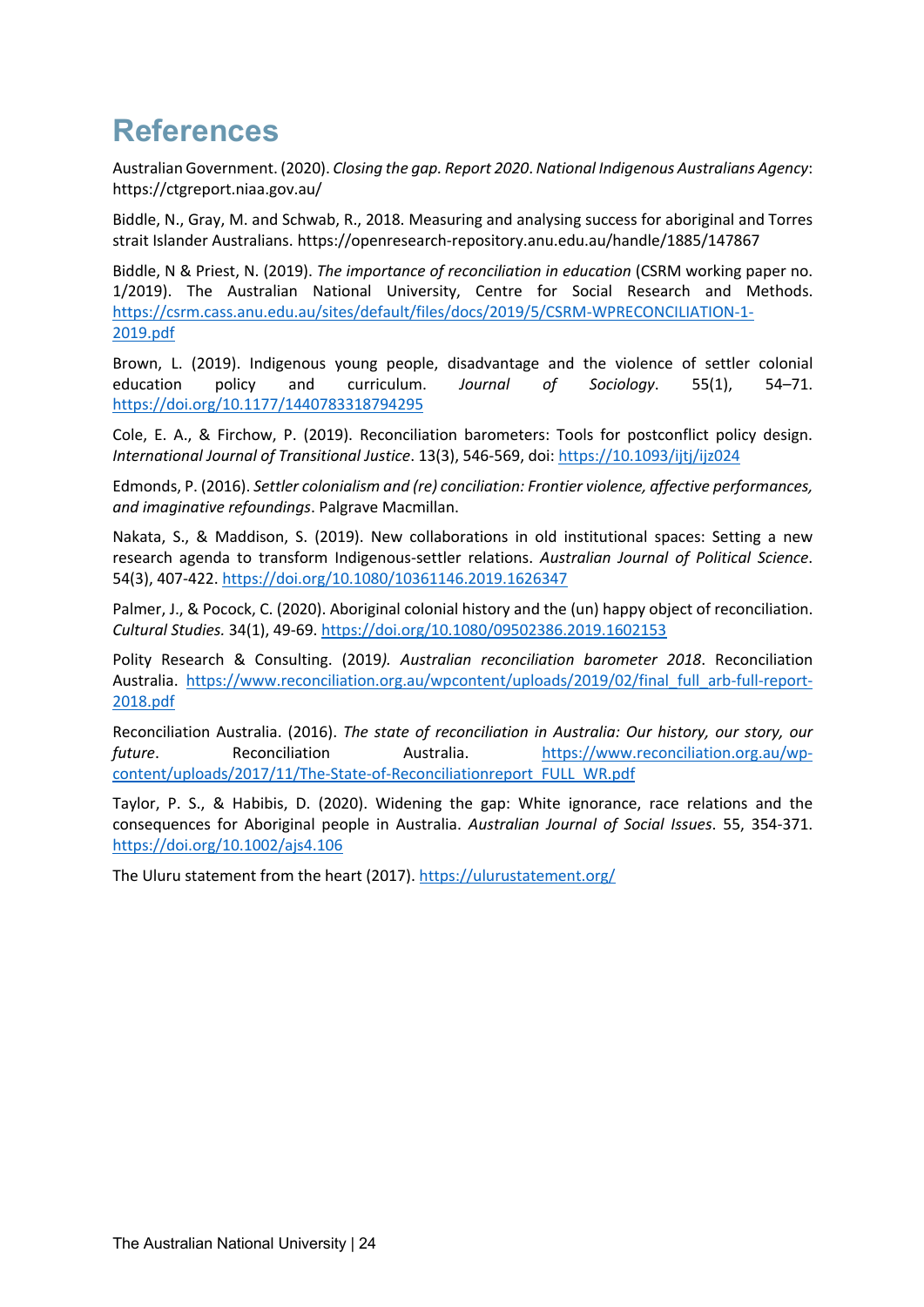# References

Australian Government. (2020). *Closing the gap. Report 2020. National Indigenous Australians Agency*: https://ctgreport.niaa.gov.au/

Biddle, N., Gray, M. and Schwab, R., 2018. Measuring and analysing success for aboriginal and Torres strait Islander Australians. https://openresearch-repository.anu.edu.au/handle/1885/147867

Biddle, N & Priest, N. (2019). *The importance of reconciliation in education* (CSRM working paper no. 1/2019). The Australian National University, Centre for Social Research and Methods. https://csrm.cass.anu.edu.au/sites/default/files/docs/2019/5/CSRM-WPRECONCILIATION-1-2019.pdf

Brown, L. (2019). Indigenous young people, disadvantage and the violence of settler colonial education policy and curriculum. *Journal of Sociology*. 55(1), 54–71. https://doi.org/10.1177/1440783318794295

Cole, E. A., & Firchow, P. (2019). Reconciliation barometers: Tools for postconflict policy design. *International Journal of Transitional Justice*. 13(3), 546-569, doi: https://10.1093/ijtj/ijz024

Edmonds, P. (2016). *Settler colonialism and (re) conciliation: Frontier violence, affective performances, and imaginative refoundings*. Palgrave Macmillan.

Nakata, S., & Maddison, S. (2019). New collaborations in old institutional spaces: Setting a new research agenda to transform Indigenous-settler relations. *Australian Journal of Political Science*. 54(3), 407-422. https://doi.org/10.1080/10361146.2019.1626347

Palmer, J., & Pocock, C. (2020). Aboriginal colonial history and the (un) happy object of reconciliation. *Cultural Studies.* 34(1), 49-69. https://doi.org/10.1080/09502386.2019.1602153

Polity Research & Consulting. (2019*). Australian reconciliation barometer 2018*. Reconciliation Australia. https://www.reconciliation.org.au/wpcontent/uploads/2019/02/final_full_arb-full-report-2018.pdf

Reconciliation Australia. (2016). *The state of reconciliation in Australia: Our history, our story, our future*. Reconciliation Australia. https://www.reconciliation.org.au/wp-content/uploads/2017/11/The-State-of-Reconciliationreport_FULL_WR.pdf

Taylor, P. S., & Habibis, D. (2020). Widening the gap: White ignorance, race relations and the consequences for Aboriginal people in Australia. *Australian Journal of Social Issues*. 55, 354-371. https://doi.org/10.1002/ajs4.106

The Uluru statement from the heart (2017). https://ulurustatement.org/